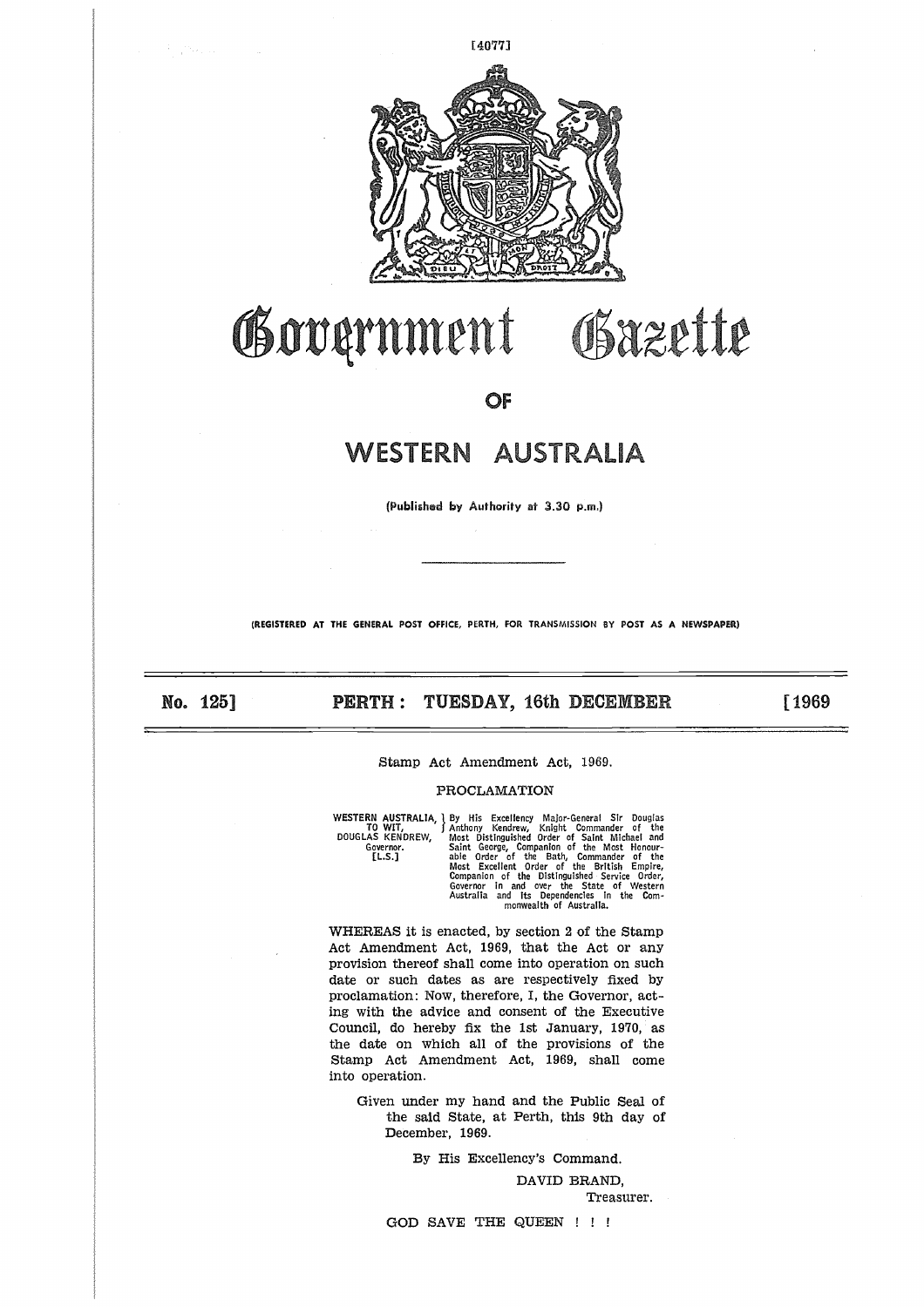# Government Gazette

## OF

# WESTERN AUSTRALIA

(Published by Authority at 3.30 p.m.)

(REGISTERED AT THE GENERAL POST OFFICE, PERTH, FOR TRANSMISSION BY POST AS A NEWSPAPER)

**No. 125] PERTH: TUESDAY, 16th DECEMBER [1969**

Stamp Act Amendment Act, 1969.

PROCLAMATION

WESTERN AUSTRALIA, TO WIT, DOUGLAS KENDREW, Governor. [L.S.]

By His Excellency Major-General Sir Douglas Anthony Kendrew, Knight Commander of the Most Distinguished Order of Saint Michael and Saint George, Companion of the Most Honourable Order of the Bath, Commander of the Most Excellent Order of the British Empire, Companion of the Distinguished Service Order, Governor in and over the State of Western Australia and its Dependencies in the Commonwealth of Australia.

WHEREAS it is enacted, by section 2 of the Stamp Act Amendment Act, 1969, that the Act or any provision thereof shall come into operation on such date or such dates as are respectively fixed by proclamation: Now, therefore, I, the Governor, acting with the advice and consent of the Executive Council, do hereby fix the 1st January, 1970, as the date on which all of the provisions of the Stamp Act Amendment Act, 1969, shall come into operation.

Given under my hand and the Public Seal of the said State, at Perth, this 9th day of December, 1969.

By His Excellency's Command.

DAVID BRAND,
Treasurer.

GOD SAVE THE QUEEN ! ! !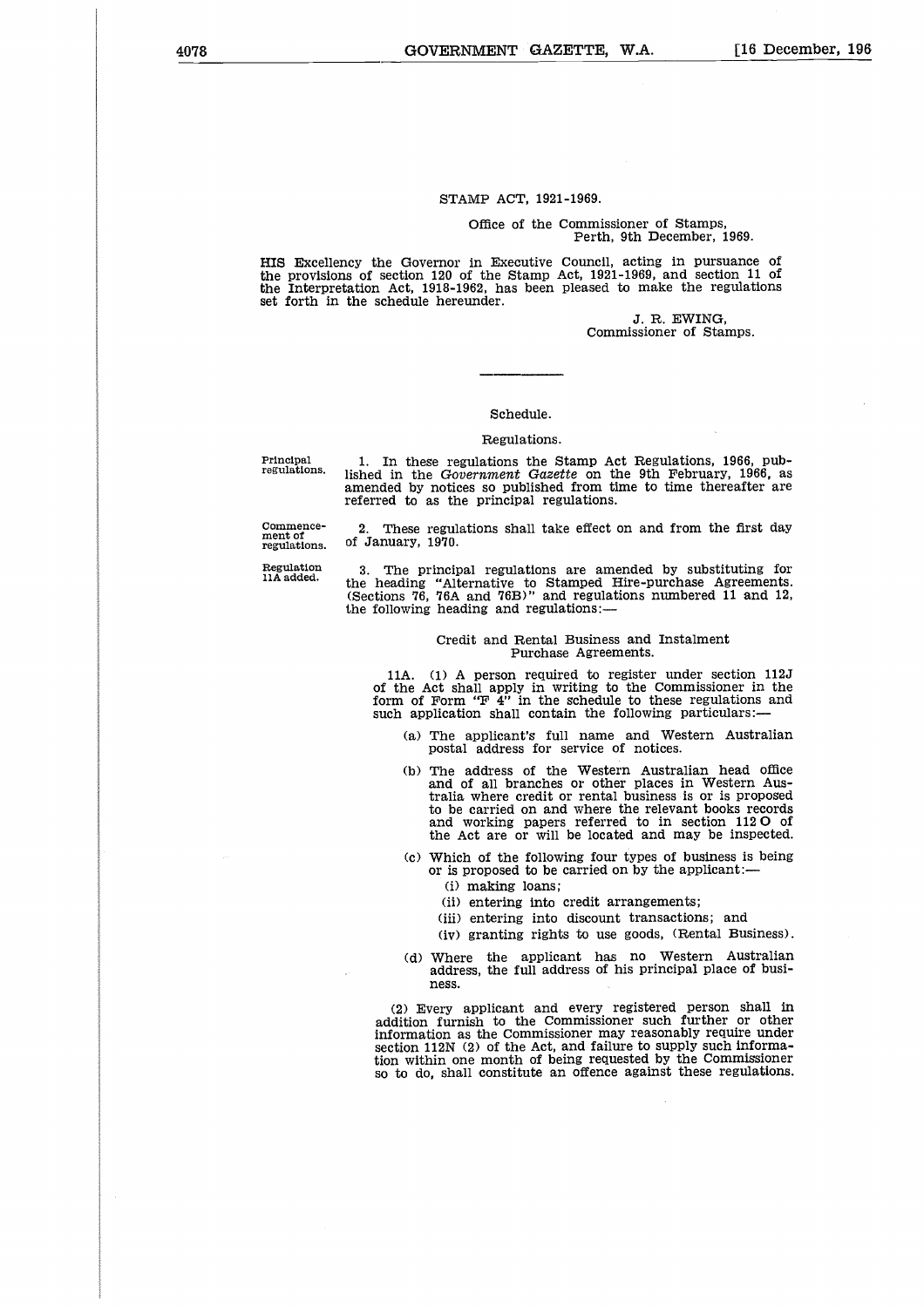STAMP ACT, 1921-1969.

Office of the Commissioner of Stamps,
Perth, 9th December, 1969.

HIS Excellency the Governor in Executive Council, acting in pursuance of the provisions of section 120 of the Stamp Act, 1921-1969, and section 11 of the Interpretation Act, 1918-1962, has been pleased to make the regulations set forth in the schedule hereunder.

J. R. EWING,
Commissioner of Stamps.

---

Schedule.

Regulations.

Principal regulations.

1. In these regulations the Stamp Act Regulations, 1966, published in the *Government Gazette* on the 9th February, 1966, as amended by notices so published from time to time thereafter are referred to as the principal regulations.

Commencement of regulations.

2. These regulations shall take effect on and from the first day of January, 1970.

Regulation 11A added.

3. The principal regulations are amended by substituting for the heading "Alternative to Stamped Hire-purchase Agreements. (Sections 76, 76A and 76B)" and regulations numbered 11 and 12, the following heading and regulations:—

Credit and Rental Business and Instalment Purchase Agreements.

11A. (1) A person required to register under section 112J of the Act shall apply in writing to the Commissioner in the form of Form "F 4" in the schedule to these regulations and such application shall contain the following particulars:—

(a) The applicant's full name and Western Australian postal address for service of notices.

(b) The address of the Western Australian head office and of all branches or other places in Western Australia where credit or rental business is or is proposed to be carried on and where the relevant books records and working papers referred to in section 112 O of the Act are or will be located and may be inspected.

(c) Which of the following four types of business is being or is proposed to be carried on by the applicant:—

(i) making loans;

(ii) entering into credit arrangements;

(iii) entering into discount transactions; and

(iv) granting rights to use goods, (Rental Business).

(d) Where the applicant has no Western Australian address, the full address of his principal place of business.

(2) Every applicant and every registered person shall in addition furnish to the Commissioner such further or other information as the Commissioner may reasonably require under section 112N (2) of the Act, and failure to supply such information within one month of being requested by the Commissioner so to do, shall constitute an offence against these regulations.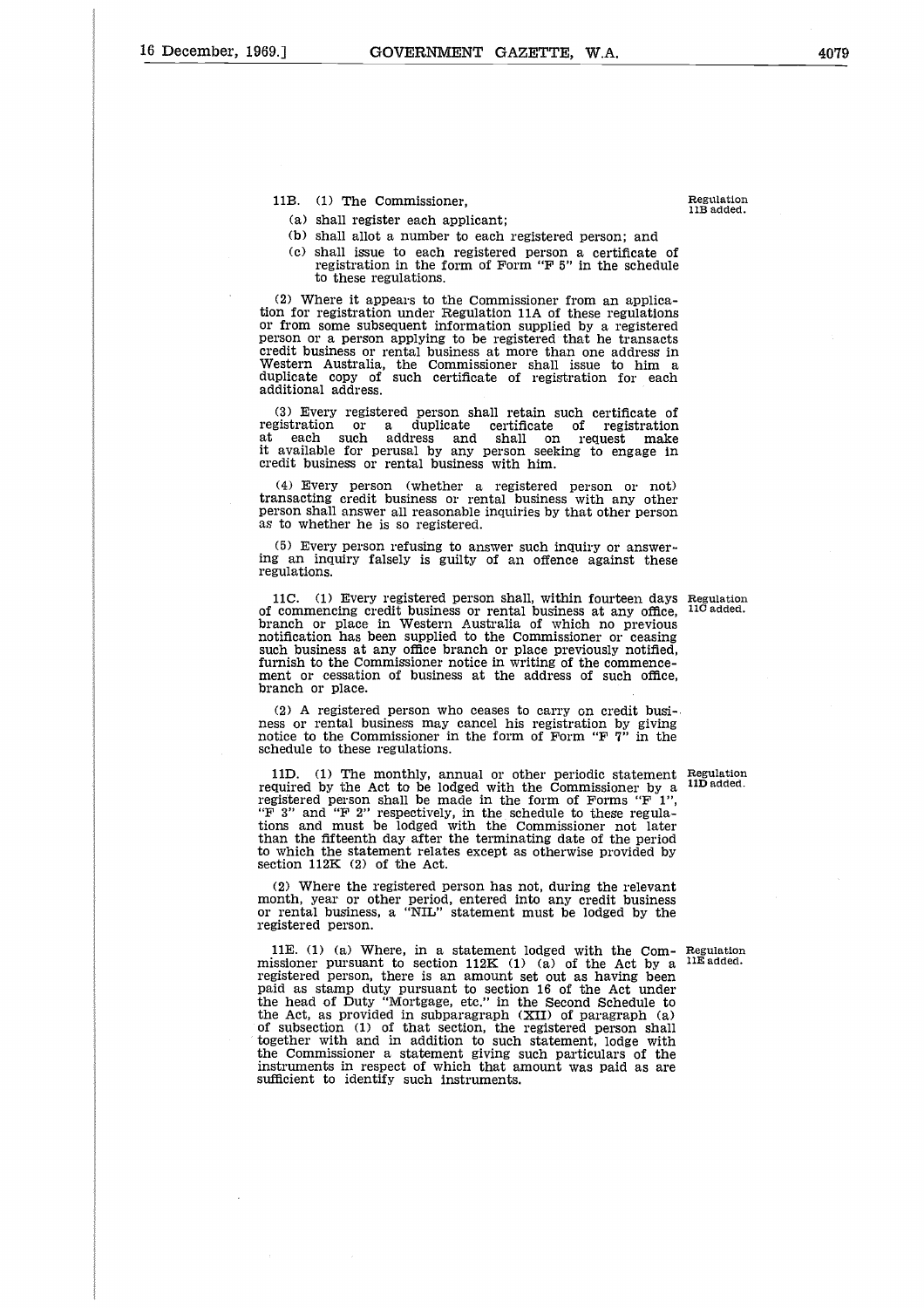11B. (1) The Commissioner, *Regulation 11B added.*

(a) shall register each applicant;

(b) shall allot a number to each registered person; and

(c) shall issue to each registered person a certificate of registration in the form of Form "F 5" in the schedule to these regulations.

(2) Where it appears to the Commissioner from an application for registration under Regulation 11A of these regulations or from some subsequent information supplied by a registered person or a person applying to be registered that he transacts credit business or rental business at more than one address in Western Australia, the Commissioner shall issue to him a duplicate copy of such certificate of registration for each additional address.

(3) Every registered person shall retain such certificate of registration or a duplicate certificate of registration at each such address and shall on request make it available for perusal by any person seeking to engage in credit business or rental business with him.

(4) Every person (whether a registered person or not) transacting credit business or rental business with any other person shall answer all reasonable inquiries by that other person as to whether he is so registered.

(5) Every person refusing to answer such inquiry or answering an inquiry falsely is guilty of an offence against these regulations.

11C. (1) Every registered person shall, within fourteen days of commencing credit business or rental business at any office, branch or place in Western Australia of which no previous notification has been supplied to the Commissioner or ceasing such business at any office branch or place previously notified, furnish to the Commissioner notice in writing of the commencement or cessation of business at the address of such office, branch or place. *Regulation 11C added.*

(2) A registered person who ceases to carry on credit business or rental business may cancel his registration by giving notice to the Commissioner in the form of Form "F 7" in the schedule to these regulations.

11D. (1) The monthly, annual or other periodic statement required by the Act to be lodged with the Commissioner by a registered person shall be made in the form of Forms "F 1", "F 3" and "F 2" respectively, in the schedule to these regulations and must be lodged with the Commissioner not later than the fifteenth day after the terminating date of the period to which the statement relates except as otherwise provided by section 112K (2) of the Act. *Regulation 11D added.*

(2) Where the registered person has not, during the relevant month, year or other period, entered into any credit business or rental business, a "NIL" statement must be lodged by the registered person.

11E. (1) (a) Where, in a statement lodged with the Commissioner pursuant to section 112K (1) (a) of the Act by a registered person, there is an amount set out as having been paid as stamp duty pursuant to section 16 of the Act under the head of Duty "Mortgage, etc." in the Second Schedule to the Act, as provided in subparagraph (XII) of paragraph (a) of subsection (1) of that section, the registered person shall together with and in addition to such statement, lodge with the Commissioner a statement giving such particulars of the instruments in respect of which that amount was paid as are sufficient to identify such instruments. *Regulation 11E added.*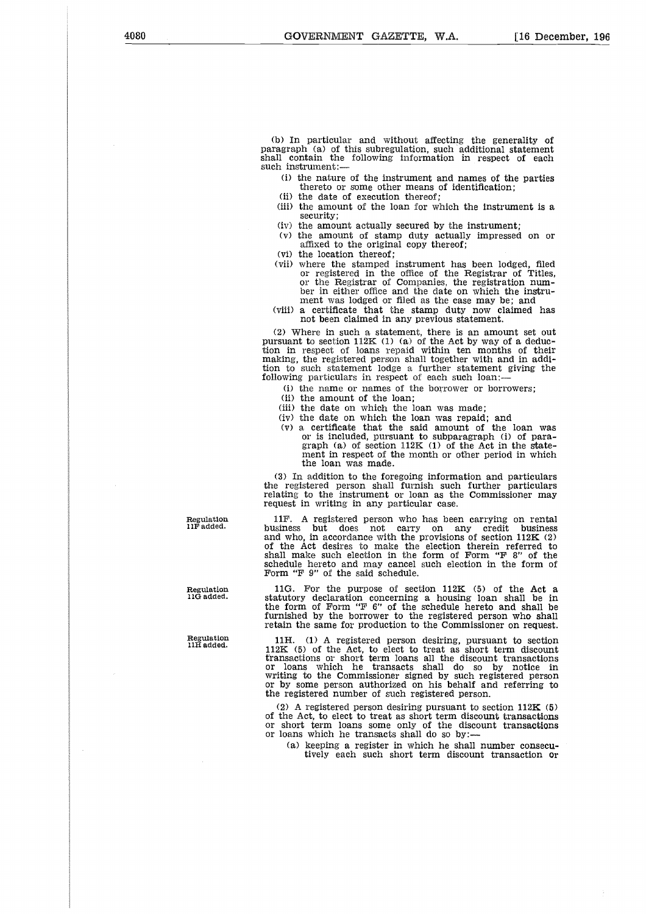(b) In particular and without affecting the generality of paragraph (a) of this subregulation, such additional statement shall contain the following information in respect of each such instrument:—

- (i) the nature of the instrument and names of the parties thereto or some other means of identification;
- (ii) the date of execution thereof;
- (iii) the amount of the loan for which the instrument is a security;
- (iv) the amount actually secured by the instrument;
- (v) the amount of stamp duty actually impressed on or affixed to the original copy thereof;
- (vi) the location thereof;
- (vii) where the stamped instrument has been lodged, filed or registered in the office of the Registrar of Titles, or the Registrar of Companies, the registration number in either office and the date on which the instrument was lodged or filed as the case may be; and
- (viii) a certificate that the stamp duty now claimed has not been claimed in any previous statement.

(2) Where in such a statement, there is an amount set out pursuant to section 112K (1) (a) of the Act by way of a deduction in respect of loans repaid within ten months of their making, the registered person shall together with and in addition to such statement lodge a further statement giving the following particulars in respect of each such loan:—

- (i) the name or names of the borrower or borrowers;
- (ii) the amount of the loan;
- (iii) the date on which the loan was made;
- (iv) the date on which the loan was repaid; and
- (v) a certificate that the said amount of the loan was or is included, pursuant to subparagraph (i) of paragraph (a) of section 112K (1) of the Act in the statement in respect of the month or other period in which the loan was made.

(3) In addition to the foregoing information and particulars the registered person shall furnish such further particulars relating to the instrument or loan as the Commissioner may request in writing in any particular case.

Regulation 11F added.

11F. A registered person who has been carrying on rental business but does not carry on any credit business and who, in accordance with the provisions of section 112K (2) of the Act desires to make the election therein referred to shall make such election in the form of Form "F 8" of the schedule hereto and may cancel such election in the form of Form "F 9" of the said schedule.

Regulation 11G added.

11G. For the purpose of section 112K (5) of the Act a statutory declaration concerning a housing loan shall be in the form of Form "F 6" of the schedule hereto and shall be furnished by the borrower to the registered person who shall retain the same for production to the Commissioner on request.

Regulation 11H added.

11H. (1) A registered person desiring, pursuant to section 112K (5) of the Act, to elect to treat as short term discount transactions or short term loans all the discount transactions or loans which he transacts shall do so by notice in writing to the Commissioner signed by such registered person or by some person authorized on his behalf and referring to the registered number of such registered person.

(2) A registered person desiring pursuant to section 112K (5) of the Act, to elect to treat as short term discount transactions or short term loans some only of the discount transactions or loans which he transacts shall do so by:—

- (a) keeping a register in which he shall number consecutively each such short term discount transaction or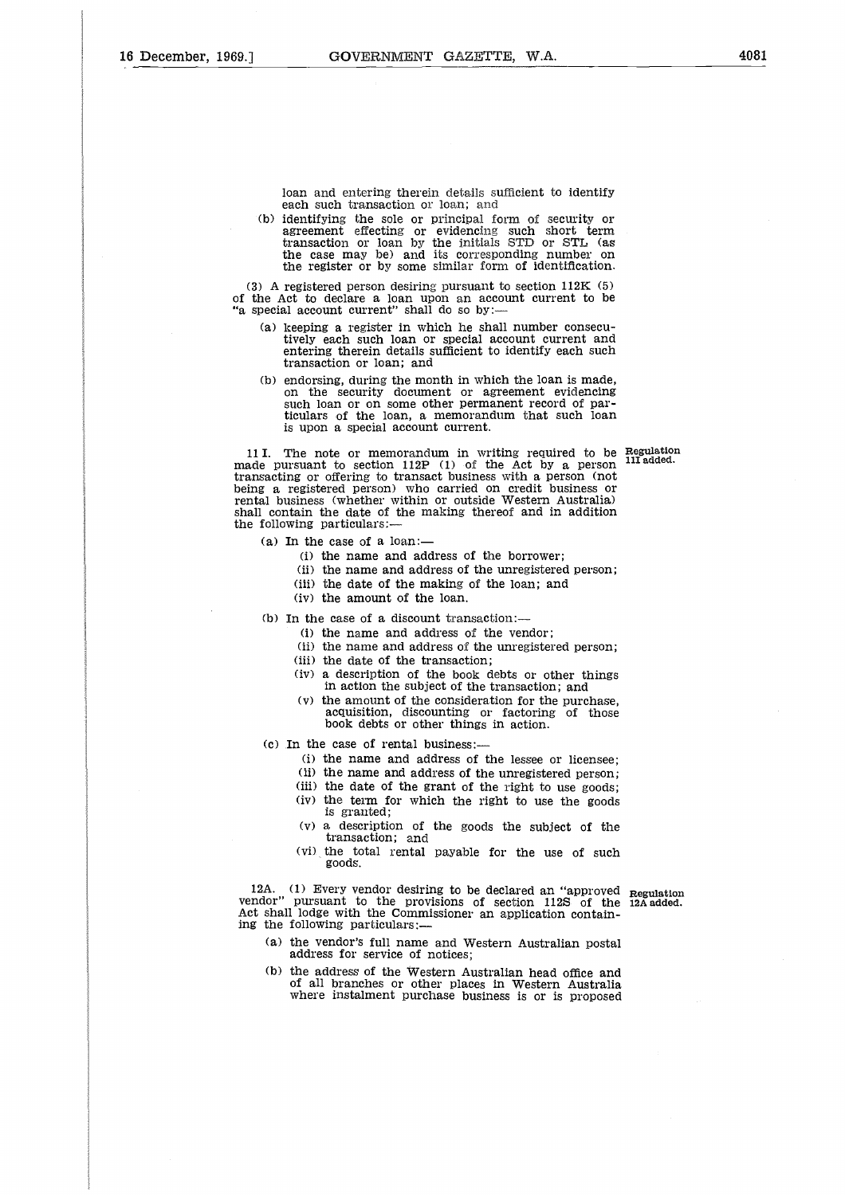loan and entering therein details sufficient to identify each such transaction or loan; and

(b) identifying the sole or principal form of security or agreement effecting or evidencing such short term transaction or loan by the initials STD or STL (as the case may be) and its corresponding number on the register or by some similar form of identification.

(3) A registered person desiring pursuant to section 112K (5) of the Act to declare a loan upon an account current to be "a special account current" shall do so by:—

(a) keeping a register in which he shall number consecutively each such loan or special account current and entering therein details sufficient to identify each such transaction or loan; and

(b) endorsing, during the month in which the loan is made, on the security document or agreement evidencing such loan or on some other permanent record of particulars of the loan, a memorandum that such loan is upon a special account current.

11I. The note or memorandum in writing required to be made pursuant to section 112P (1) of the Act by a person transacting or offering to transact business with a person (not being a registered person) who carried on credit business or rental business (whether within or outside Western Australia) shall contain the date of the making thereof and in addition the following particulars:—

Regulation 11I added.

(a) In the case of a loan:—
   (i) the name and address of the borrower;
   (ii) the name and address of the unregistered person;
   (iii) the date of the making of the loan; and
   (iv) the amount of the loan.

(b) In the case of a discount transaction:—
   (i) the name and address of the vendor;
   (ii) the name and address of the unregistered person;
   (iii) the date of the transaction;
   (iv) a description of the book debts or other things in action the subject of the transaction; and
   (v) the amount of the consideration for the purchase, acquisition, discounting or factoring of those book debts or other things in action.

(c) In the case of rental business:—
   (i) the name and address of the lessee or licensee;
   (ii) the name and address of the unregistered person;
   (iii) the date of the grant of the right to use goods;
   (iv) the term for which the right to use the goods is granted;
   (v) a description of the goods the subject of the transaction; and
   (vi) the total rental payable for the use of such goods.

12A. (1) Every vendor desiring to be declared an "approved vendor" pursuant to the provisions of section 112S of the Act shall lodge with the Commissioner an application containing the following particulars:—

Regulation 12A added.

(a) the vendor's full name and Western Australian postal address for service of notices;

(b) the address of the Western Australian head office and of all branches or other places in Western Australia where instalment purchase business is or is proposed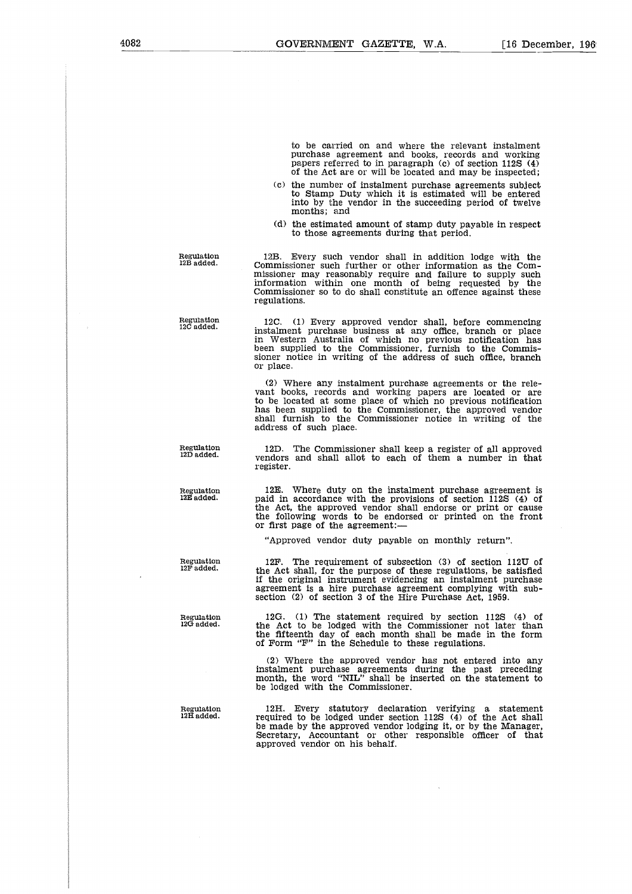to be carried on and where the relevant instalment purchase agreement and books, records and working papers referred to in paragraph (c) of section 112S (4) of the Act are or will be located and may be inspected;

(c) the number of instalment purchase agreements subject to Stamp Duty which it is estimated will be entered into by the vendor in the succeeding period of twelve months; and

(d) the estimated amount of stamp duty payable in respect to those agreements during that period.

Regulation 12B added.

12B. Every such vendor shall in addition lodge with the Commissioner such further or other information as the Commissioner may reasonably require and failure to supply such information within one month of being requested by the Commissioner so to do shall constitute an offence against these regulations.

Regulation 12C added.

12C. (1) Every approved vendor shall, before commencing instalment purchase business at any office, branch or place in Western Australia of which no previous notification has been supplied to the Commissioner, furnish to the Commissioner notice in writing of the address of such office, branch or place.

(2) Where any instalment purchase agreements or the relevant books, records and working papers are located or are to be located at some place of which no previous notification has been supplied to the Commissioner, the approved vendor shall furnish to the Commissioner notice in writing of the address of such place.

Regulation 12D added.

12D. The Commissioner shall keep a register of all approved vendors and shall allot to each of them a number in that register.

Regulation 12E added.

12E. Where duty on the instalment purchase agreement is paid in accordance with the provisions of section 112S (4) of the Act, the approved vendor shall endorse or print or cause the following words to be endorsed or printed on the front or first page of the agreement:—

"Approved vendor duty payable on monthly return".

Regulation 12F added.

12F. The requirement of subsection (3) of section 112U of the Act shall, for the purpose of these regulations, be satisfied if the original instrument evidencing an instalment purchase agreement is a hire purchase agreement complying with subsection (2) of section 3 of the Hire Purchase Act, 1959.

Regulation 12G added.

12G. (1) The statement required by section 112S (4) of the Act to be lodged with the Commissioner not later than the fifteenth day of each month shall be made in the form of Form "F" in the Schedule to these regulations.

(2) Where the approved vendor has not entered into any instalment purchase agreements during the past preceding month, the word "NIL" shall be inserted on the statement to be lodged with the Commissioner.

Regulation 12H added.

12H. Every statutory declaration verifying a statement required to be lodged under section 112S (4) of the Act shall be made by the approved vendor lodging it, or by the Manager, Secretary, Accountant or other responsible officer of that approved vendor on his behalf.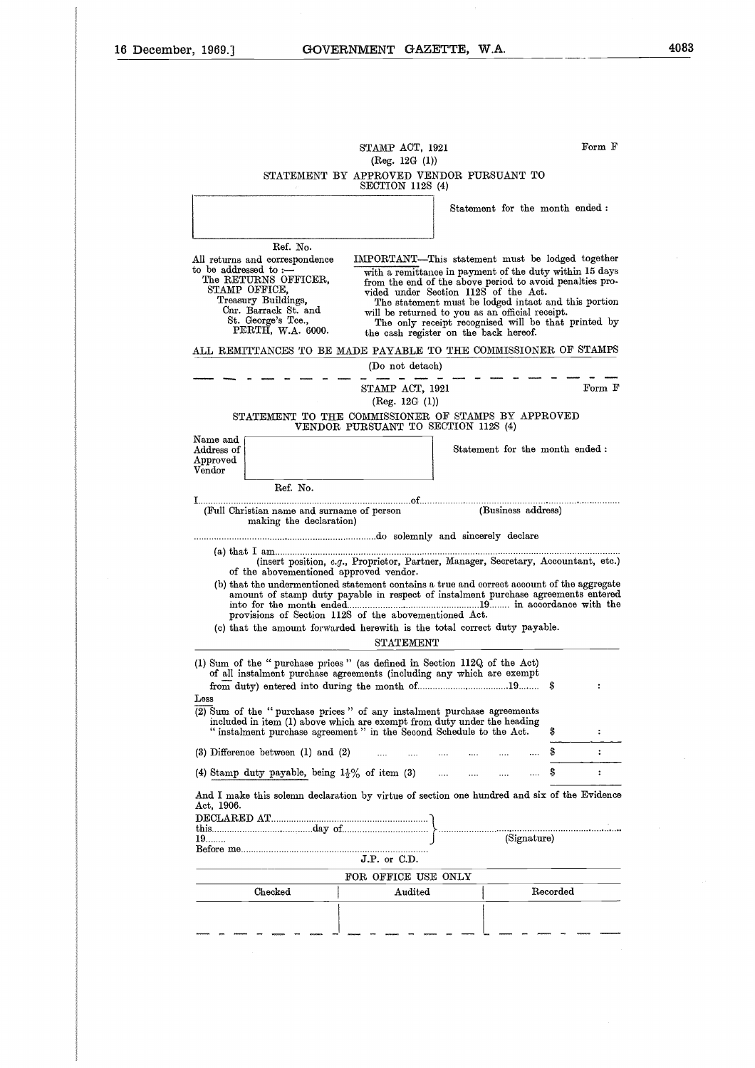STAMP ACT, 1921
(Reg. 12G (1))

Form F

STATEMENT BY APPROVED VENDOR PURSUANT TO SECTION 112S (4)

Statement for the month ended :

Ref. No.

All returns and correspondence to be addressed to :—
The RETURNS OFFICER,
STAMP OFFICE,
Treasury Buildings,
Cnr. Barrack St. and
St. George's Tce.,
PERTH, W.A. 6000.

IMPORTANT—This statement must be lodged together with a remittance in payment of the duty within 15 days from the end of the above period to avoid penalties provided under Section 112S of the Act.

The statement must be lodged intact and this portion will be returned to you as an official receipt.

The only receipt recognised will be that printed by the cash register on the back hereof.

ALL REMITTANCES TO BE MADE PAYABLE TO THE COMMISSIONER OF STAMPS

(Do not detach)

---

STAMP ACT, 1921
(Reg. 12G (1))

Form F

STATEMENT TO THE COMMISSIONER OF STAMPS BY APPROVED VENDOR PURSUANT TO SECTION 112S (4)

Name and Address of Approved Vendor

Statement for the month ended :

Ref. No.

I.......................................................................................of...........................................................................
(Full Christian name and surname of person making the declaration) (Business address)

..........................................................................do solemnly and sincerely declare

(a) that I am..........................................................................................................................
(insert position, *e.g.*, Proprietor, Partner, Manager, Secretary, Accountant, etc.) of the abovementioned approved vendor.

(b) that the undermentioned statement contains a true and correct account of the aggregate amount of stamp duty payable in respect of instalment purchase agreements entered into for the month ended.............................................19........ in accordance with the provisions of Section 112S of the abovementioned Act.

(c) that the amount forwarded herewith is the total correct duty payable.

STATEMENT

| | | |
|---|---|---|
| (1) Sum of the "purchase prices" (as defined in Section 112Q of the Act) of all instalment purchase agreements (including any which are exempt from duty) entered into during the month of.................................19........ | $ | : |
| Less | | |
| (2) Sum of the "purchase prices" of any instalment purchase agreements included in item (1) above which are exempt from duty under the heading "instalment purchase agreement" in the Second Schedule to the Act. | $ | : |
| (3) Difference between (1) and (2) .... .... .... .... .... .... | $ | : |
| (4) Stamp duty payable, being $1\frac{1}{2}$% of item (3) .... .... .... .... | $ | : |

And I make this solemn declaration by virtue of section one hundred and six of the Evidence Act, 1906.

DECLARED AT..............................................................
this..................................day of..................................
19........
Before me..........................................................................
J.P. or C.D.

..........................................................................
(Signature)

FOR OFFICE USE ONLY

| Checked | Audited | Recorded |
|---|---|---|
| | | |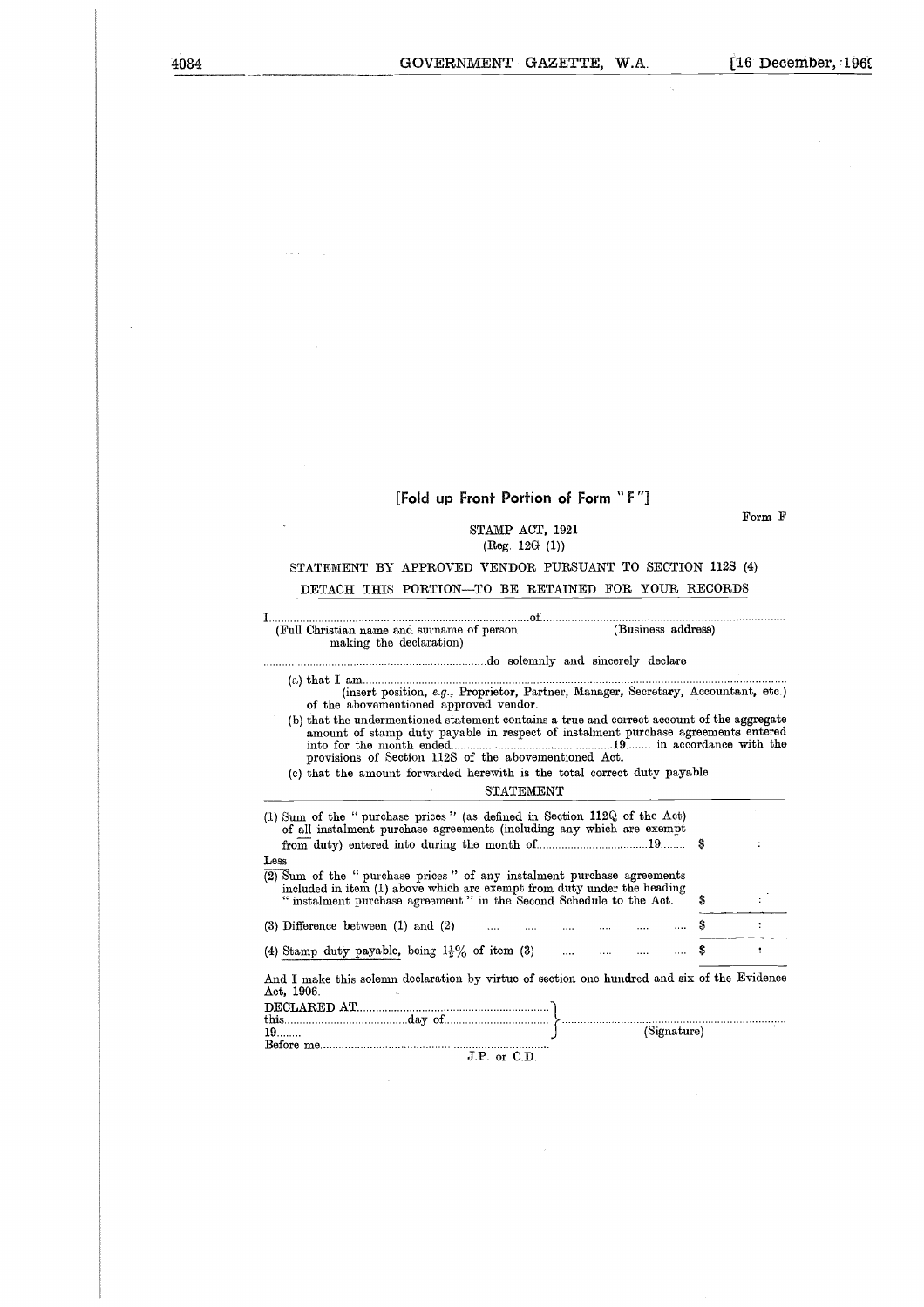**[Fold up Front Portion of Form "F"]**

Form F

STAMP ACT, 1921
(Reg. 12G (1))

STATEMENT BY APPROVED VENDOR PURSUANT TO SECTION 112S (4)

DETACH THIS PORTION—TO BE RETAINED FOR YOUR RECORDS

I.......................................................................................of.......................................................................................
(Full Christian name and surname of person making the declaration) (Business address)

.......................................................................................do solemnly and sincerely declare

(a) that I am.......................................................................................
(insert position, *e.g.*, Proprietor, Partner, Manager, Secretary, Accountant, etc.) of the abovementioned approved vendor.

(b) that the undermentioned statement contains a true and correct account of the aggregate amount of stamp duty payable in respect of instalment purchase agreements entered into for the month ended...................................................19........ in accordance with the provisions of Section 112S of the abovementioned Act.

(c) that the amount forwarded herewith is the total correct duty payable.

STATEMENT

| | | |
|---|---|---|
| (1) Sum of the "purchase prices" (as defined in Section 112Q of the Act) of all instalment purchase agreements (including any which are exempt from duty) entered into during the month of....................................19........ | $ | : |
| Less | | |
| (2) Sum of the "purchase prices" of any instalment purchase agreements included in item (1) above which are exempt from duty under the heading "instalment purchase agreement" in the Second Schedule to the Act. | $ | : |
| (3) Difference between (1) and (2) .... .... .... .... .... .... | $ | : |
| (4) Stamp duty payable, being $1\frac{1}{2}\%$ of item (3) .... .... .... .... | $ | : |

And I make this solemn declaration by virtue of section one hundred and six of the Evidence Act, 1906.

DECLARED AT.......................................................................
this.......................................day of.......................................
19........ .......................................................................
Before me....................................................................... (Signature)
J.P. or C.D.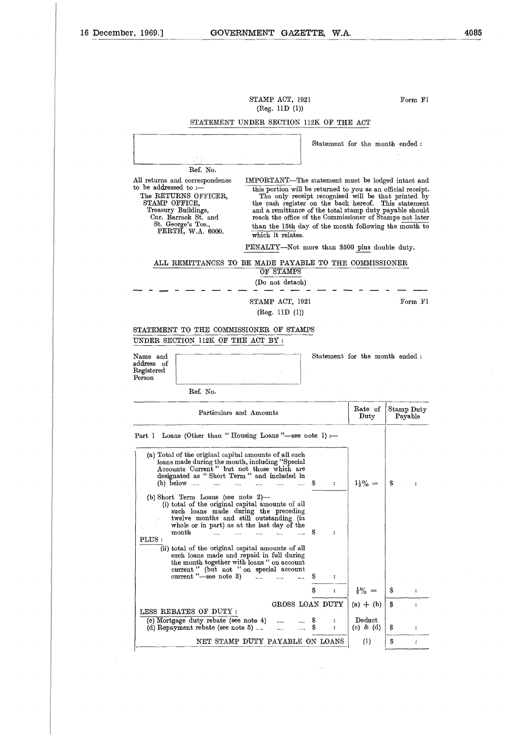STAMP ACT, 1921
(Reg. 11D (1))

Form F1

STATEMENT UNDER SECTION 112K OF THE ACT

Statement for the month ended :

Ref. No.

All returns and correspondence to be addressed to :—
The RETURNS OFFICER,
STAMP OFFICE,
Treasury Buildings,
Cnr. Barrack St. and
St. George's Tce.,
PERTH, W.A. 6000.

IMPORTANT—The statement must be lodged intact and this portion will be returned to you as an official receipt. The only receipt recognised will be that printed by the cash register on the back hereof. This statement and a remittance of the total stamp duty payable should reach the office of the Commissioner of Stamps not later than the 15th day of the month following the month to which it relates.

PENALTY—Not more than $500 plus double duty.

ALL REMITTANCES TO BE MADE PAYABLE TO THE COMMISSIONER OF STAMPS

(Do not detach)

---

STAMP ACT, 1921
(Reg. 11D (1))

Form F1

STATEMENT TO THE COMMISSIONER OF STAMPS
UNDER SECTION 112K OF THE ACT BY :

Name and address of Registered Person

Statement for the month ended :

Ref. No.

| Particulars and Amounts | | Rate of Duty | Stamp Duty Payable |
|---|---|---|---|
| Part 1 Loans (Other than "Housing Loans"—see note 1) :— | | | |
| (a) Total of the original capital amounts of all such loans made during the month, including "Special Accounts Current" but not those which are designated as "Short Term" and included in (b) below .... .... .... .... .... .... | $ : | $1\frac{1}{2}\%$ = | $ : |
| (b) Short Term Loans (see note 2)— (i) total of the original capital amounts of all such loans made during the preceding twelve months and still outstanding (in whole or in part) as at the last day of the month .... .... .... .... .... | $ : | | |
| PLUS : (ii) total of the original capital amounts of all such loans made and repaid in full during the month together with loans "on account current" (but not "on special account current"—see note 3) .... .... .... | $ : | | |
| | $ : | $\frac{1}{8}\%$ = | $ : |
| GROSS LOAN DUTY | | (a) + (b) | $ : |
| LESS REBATES OF DUTY : | | | |
| (c) Mortgage duty rebate (see note 4) .... .... | $ : | Deduct | |
| (d) Repayment rebate (see note 5) .... .... .... | $ : | (c) & (d) | $ : |
| NET STAMP DUTY PAYABLE ON LOANS | | (1) | $ : |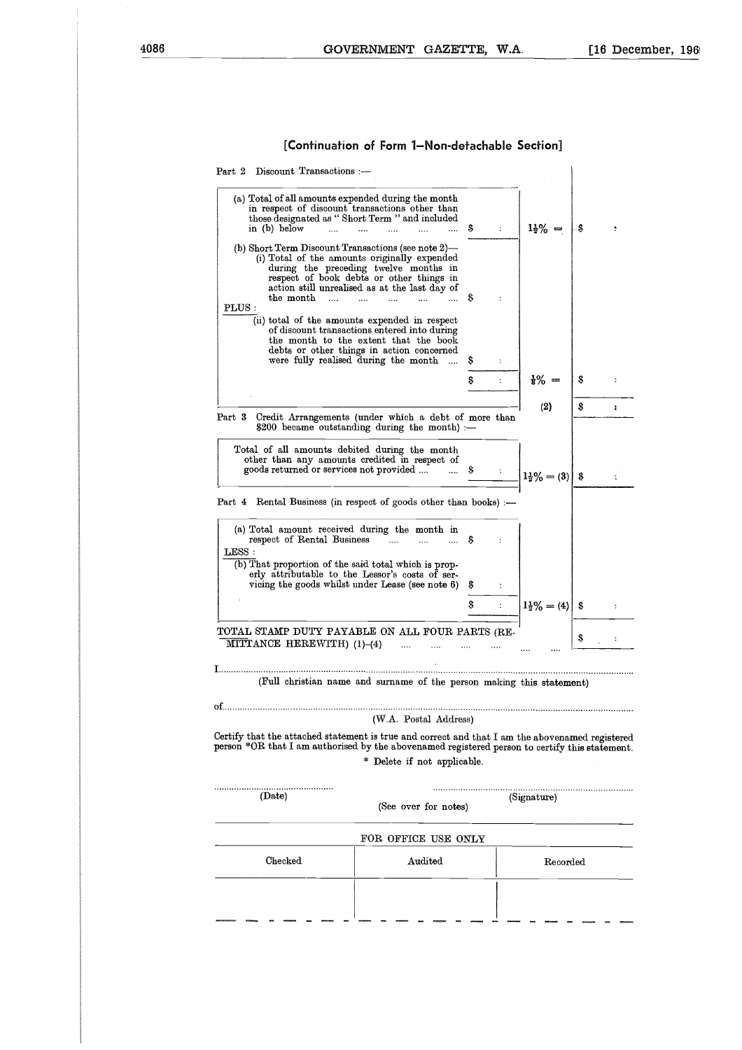## [Continuation of Form 1—Non-detachable Section]

Part 2 Discount Transactions :—

| | | | |
|---|---|---|---|
| (a) Total of all amounts expended during the month in respect of discount transactions other than those designated as "Short Term" and included in (b) below .... .... .... .... .... | $ : | $1\frac{1}{2}\% =$ | $ : |
| (b) Short Term Discount Transactions (see note 2)— (i) Total of the amounts originally expended during the preceding twelve months in respect of book debts or other things in action still unrealised as at the last day of the month .... .... .... .... .... | $ : | | |
| PLUS : (ii) total of the amounts expended in respect of discount transactions entered into during the month to the extent that the book debts or other things in action concerned were fully realised during the month .... | $ : | | |
| | $ : | $\frac{1}{8}\% =$ | $ : |
| | | (2) | $ : |

Part 3 Credit Arrangements (under which a debt of more than $200 became outstanding during the month) :—

| | | | |
|---|---|---|---|
| Total of all amounts debited during the month other than any amounts credited in respect of goods returned or services not provided .... .... | $ : | $1\frac{1}{2}\% =$ (3) | $ : |

Part 4 Rental Business (in respect of goods other than books) :—

| | | | |
|---|---|---|---|
| (a) Total amount received during the month in respect of Rental Business .... .... .... | $ : | | |
| LESS : (b) That proportion of the said total which is properly attributable to the Lessor's costs of servicing the goods whilst under Lease (see note 6) | $ : | | |
| | $ : | $1\frac{1}{2}\% =$ (4) | $ : |

TOTAL STAMP DUTY PAYABLE ON ALL FOUR PARTS (REMITTANCE HEREWITH) (1)-(4) .... .... .... .... .... $ :

I.......................................................................................................................................

(Full christian name and surname of the person making this statement)

of.......................................................................................................................................

(W.A. Postal Address)

Certify that the attached statement is true and correct and that I am the abovenamed registered person \*OR that I am authorised by the abovenamed registered person to certify this statement.

\* Delete if not applicable.

.............................................. ..............................................

(Date) (See over for notes) (Signature)

FOR OFFICE USE ONLY

| Checked | Audited | Recorded |
|---|---|---|
| | | |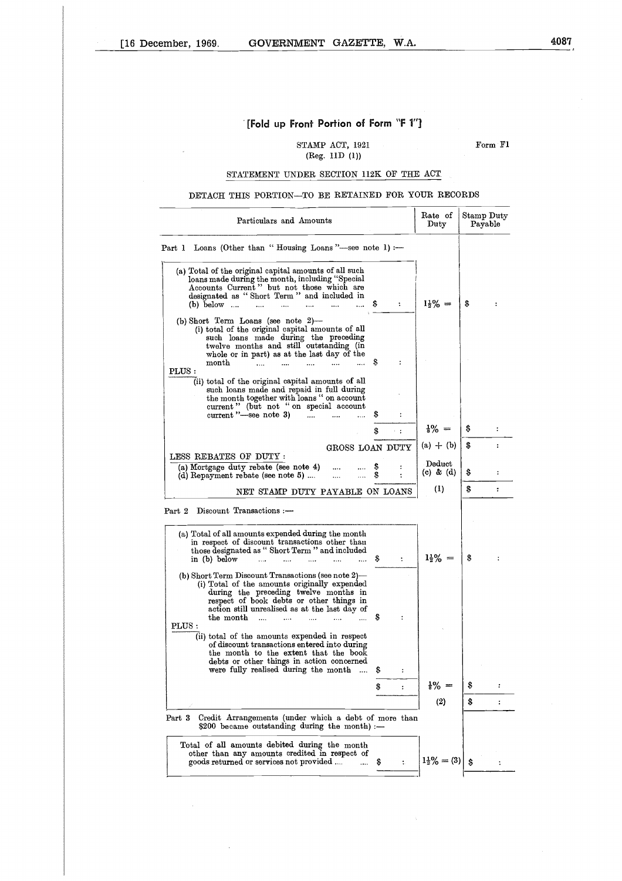**[Fold up Front Portion of Form "F 1"]**

STAMP ACT, 1921
(Reg. 11D (1))

Form F1

STATEMENT UNDER SECTION 112K OF THE ACT

DETACH THIS PORTION—TO BE RETAINED FOR YOUR RECORDS

| Particulars and Amounts | | Rate of Duty | Stamp Duty Payable |
|---|---|---|---|
| Part 1 Loans (Other than "Housing Loans"—see note 1) :— | | | |
| (a) Total of the original capital amounts of all such loans made during the month, including "Special Accounts Current" but not those which are designated as "Short Term" and included in (b) below .... .... .... .... .... .... | $ : | $1\frac{1}{2}\% =$ | $ : |
| (b) Short Term Loans (see note 2)— (i) total of the original capital amounts of all such loans made during the preceding twelve months and still outstanding (in whole or in part) as at the last day of the month .... .... .... .... .... | $ : | | |
| PLUS : (ii) total of the original capital amounts of all such loans made and repaid in full during the month together with loans "on account current" (but not "on special account current"—see note 3) .... .... .... | $ : | | |
| | $ : | $\frac{1}{8}\% =$ | $ : |
| GROSS LOAN DUTY | | (a) + (b) | $ : |
| LESS REBATES OF DUTY : (a) Mortgage duty rebate (see note 4) .... .... | $ : | | |
| (d) Repayment rebate (see note 5) .... .... .... | $ : | Deduct (c) & (d) | $ : |
| NET STAMP DUTY PAYABLE ON LOANS | | (1) | $ : |
| Part 2 Discount Transactions :— | | | |
| (a) Total of all amounts expended during the month in respect of discount transactions other than those designated as "Short Term" and included in (b) below .... .... .... .... .... | $ : | $1\frac{1}{2}\% =$ | $ : |
| (b) Short Term Discount Transactions (see note 2)— (i) Total of the amounts originally expended during the preceding twelve months in respect of book debts or other things in action still unrealised as at the last day of the month .... .... .... .... .... | $ : | | |
| PLUS : (ii) total of the amounts expended in respect of discount transactions entered into during the month to the extent that the book debts or other things in action concerned were fully realised during the month .... | $ : | | |
| | $ : | $\frac{1}{8}\% =$ | $ : |
| | | (2) | $ : |
| Part 3 Credit Arrangements (under which a debt of more than $200 became outstanding during the month) :— | | | |
| Total of all amounts debited during the month other than any amounts credited in respect of goods returned or services not provided .... .... | $ : | $1\frac{1}{2}\% = (3)$ | $ : |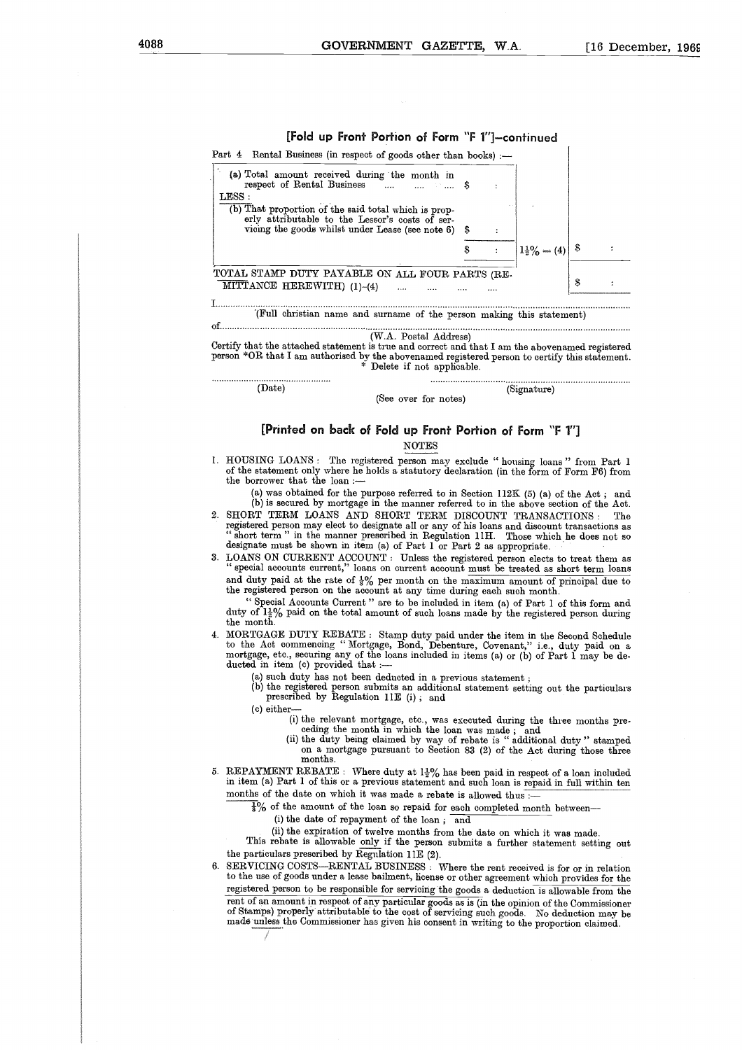## [Fold up Front Portion of Form "F 1"]—continued

Part 4 Rental Business (in respect of goods other than books) :—

| | | | |
|---|---|---|---|
| (a) Total amount received during the month in respect of Rental Business .... .... .... | $ : | | |
| LESS : | | | |
| (b) That proportion of the said total which is properly attributable to the Lessor's costs of servicing the goods whilst under Lease (see note 6) | $ : | | |
| | $ : | $1\frac{1}{2}\% = (4)$ | $ : |
| TOTAL STAMP DUTY PAYABLE ON ALL FOUR PARTS (REMITTANCE HEREWITH) (1)–(4) .... .... .... .... | | | $ : |

I.......................................................................................................................................

(Full christian name and surname of the person making this statement)

of.......................................................................................................................................

(W.A. Postal Address)

Certify that the attached statement is true and correct and that I am the abovenamed registered person *OR that I am authorised by the abovenamed registered person to certify this statement.

\* Delete if not applicable.

............................................ ............................................

(Date) (Signature)

(See over for notes)

## [Printed on back of Fold up Front Portion of Form "F 1"]

NOTES

1. HOUSING LOANS : The registered person may exclude "housing loans" from Part 1 of the statement only where he holds a statutory declaration (in the form of Form F6) from the borrower that the loan :—
   (a) was obtained for the purpose referred to in Section 112K (5) (a) of the Act ; and
   (b) is secured by mortgage in the manner referred to in the above section of the Act.
2. SHORT TERM LOANS AND SHORT TERM DISCOUNT TRANSACTIONS : The registered person may elect to designate all or any of his loans and discount transactions as "short term" in the manner prescribed in Regulation 11H. Those which he does not so designate must be shown in item (a) of Part 1 or Part 2 as appropriate.
3. LOANS ON CURRENT ACCOUNT : Unless the registered person elects to treat them as "special accounts current," loans on current account must be treated as short term loans and duty paid at the rate of $\frac{1}{8}\%$ per month on the maximum amount of principal due to the registered person on the account at any time during each such month.

   "Special Accounts Current" are to be included in item (a) of Part 1 of this form and duty of $1\frac{1}{2}\%$ paid on the total amount of such loans made by the registered person during the month.
4. MORTGAGE DUTY REBATE : Stamp duty paid under the item in the Second Schedule to the Act commencing "Mortgage, Bond, Debenture, Covenant," i.e., duty paid on a mortgage, etc., securing any of the loans included in items (a) or (b) of Part 1 may be deducted in item (c) provided that :—
   (a) such duty has not been deducted in a previous statement ;
   (b) the registered person submits an additional statement setting out the particulars prescribed by Regulation 11E (i) ; and
   (c) either—
      (i) the relevant mortgage, etc., was executed during the three months preceding the month in which the loan was made ; and
      (ii) the duty being claimed by way of rebate is "additional duty" stamped on a mortgage pursuant to Section 83 (2) of the Act during those three months.
5. REPAYMENT REBATE : Where duty at $1\frac{1}{2}\%$ has been paid in respect of a loan included in item (a) Part 1 of this or a previous statement and such loan is repaid in full within ten months of the date on which it was made a rebate is allowed thus :—

   $\frac{1}{8}\%$ of the amount of the loan so repaid for each completed month between—
   (i) the date of repayment of the loan ; and
   (ii) the expiration of twelve months from the date on which it was made.

   This rebate is allowable only if the person submits a further statement setting out the particulars prescribed by Regulation 11E (2).
6. SERVICING COSTS—RENTAL BUSINESS : Where the rent received is for or in relation to the use of goods under a lease bailment, license or other agreement which provides for the registered person to be responsible for servicing the goods a deduction is allowable from the rent of an amount in respect of any particular goods as is (in the opinion of the Commissioner of Stamps) properly attributable to the cost of servicing such goods. No deduction may be made unless the Commissioner has given his consent in writing to the proportion claimed.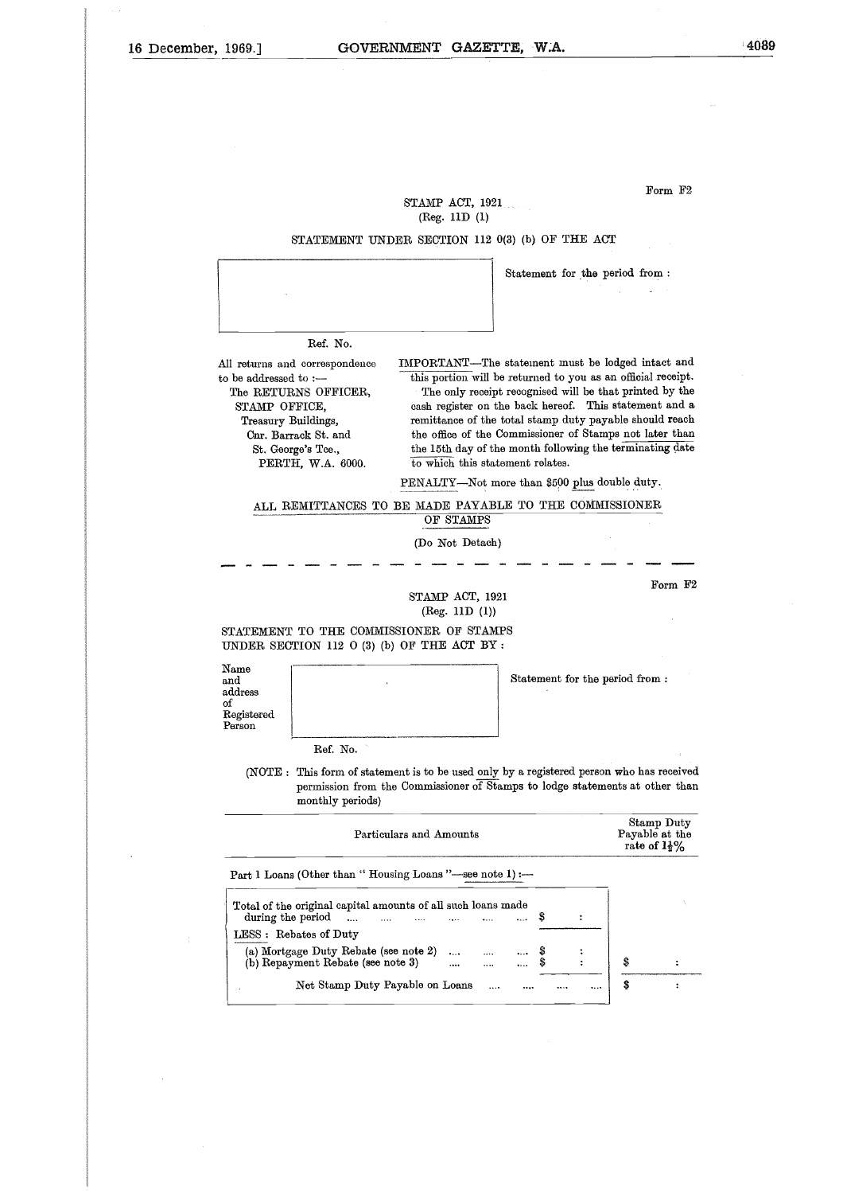Form F2

STAMP ACT, 1921
(Reg. 11D (1)

STATEMENT UNDER SECTION 112 0(3) (b) OF THE ACT

Statement for the period from :

Ref. No.

All returns and correspondence to be addressed to :—
The RETURNS OFFICER,
STAMP OFFICE,
Treasury Buildings,
Cnr. Barrack St. and
St. George's Tce.,
PERTH, W.A. 6000.

IMPORTANT—The statement must be lodged intact and this portion will be returned to you as an official receipt. The only receipt recognised will be that printed by the cash register on the back hereof. This statement and a remittance of the total stamp duty payable should reach the office of the Commissioner of Stamps not later than the 15th day of the month following the terminating date to which this statement relates.

PENALTY—Not more than $500 plus double duty.

ALL REMITTANCES TO BE MADE PAYABLE TO THE COMMISSIONER OF STAMPS

(Do Not Detach)

---

Form F2

STAMP ACT, 1921
(Reg. 11D (1))

STATEMENT TO THE COMMISSIONER OF STAMPS UNDER SECTION 112 O (3) (b) OF THE ACT BY :

Name and address of Registered Person

Statement for the period from :

Ref. No.

(NOTE : This form of statement is to be used only by a registered person who has received permission from the Commissioner of Stamps to lodge statements at other than monthly periods)

| Particulars and Amounts | | Stamp Duty Payable at the rate of $1\frac{1}{2}$% |
|---|---|---|
| Part 1 Loans (Other than "Housing Loans"—see note 1) :— | | |
| Total of the original capital amounts of all such loans made during the period .... .... .... .... .... | $ : | |
| LESS : Rebates of Duty | | |
| (a) Mortgage Duty Rebate (see note 2) .... .... .... | $ : | |
| (b) Repayment Rebate (see note 3) .... .... .... | $ : | $ : |
| Net Stamp Duty Payable on Loans .... .... .... .... | | $ : |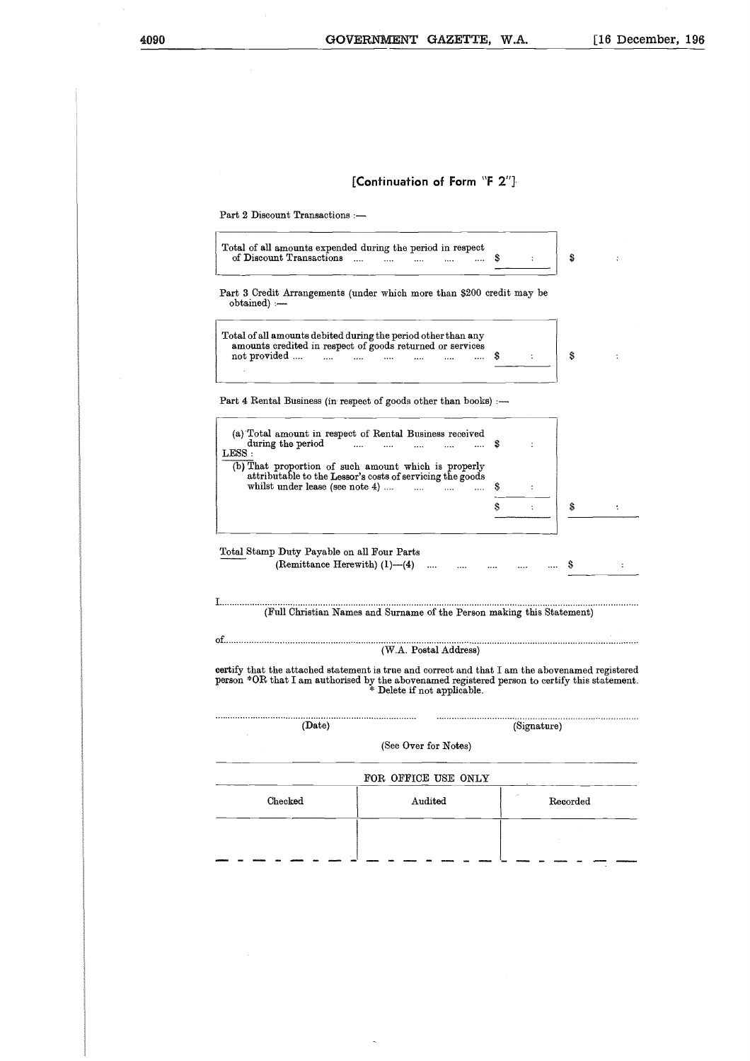## [Continuation of Form "F 2"]

Part 2 Discount Transactions :—

| | | |
|---|---|---|
| Total of all amounts expended during the period in respect of Discount Transactions .... .... .... .... .... | $ : | $ : |

Part 3 Credit Arrangements (under which more than $200 credit may be obtained) :—

| | | |
|---|---|---|
| Total of all amounts debited during the period other than any amounts credited in respect of goods returned or services not provided .... .... .... .... .... .... .... | $ : | $ : |

Part 4 Rental Business (in respect of goods other than books) :—

| | | |
|---|---|---|
| (a) Total amount in respect of Rental Business received during the period .... .... .... .... .... | $ : | |
| LESS : | | |
| (b) That proportion of such amount which is properly attributable to the Lessor's costs of servicing the goods whilst under lease (see note 4) .... .... .... .... | $ : | |
| | $ : | $ : |

Total Stamp Duty Payable on all Four Parts (Remittance Herewith) (1)—(4) .... .... .... .... .... $ :

I.............................................................................................................................................
(Full Christian Names and Surname of the Person making this Statement)

of.............................................................................................................................................
(W.A. Postal Address)

**certify** that the attached statement is true and correct and that I am the abovenamed registered person \*OR that I am authorised by the abovenamed registered person to certify this statement.
\* Delete if not applicable.

............................................................ ............................................................
(Date) (Signature)

(See Over for Notes)

FOR OFFICE USE ONLY

| Checked | Audited | Recorded |
|---|---|---|
| | | |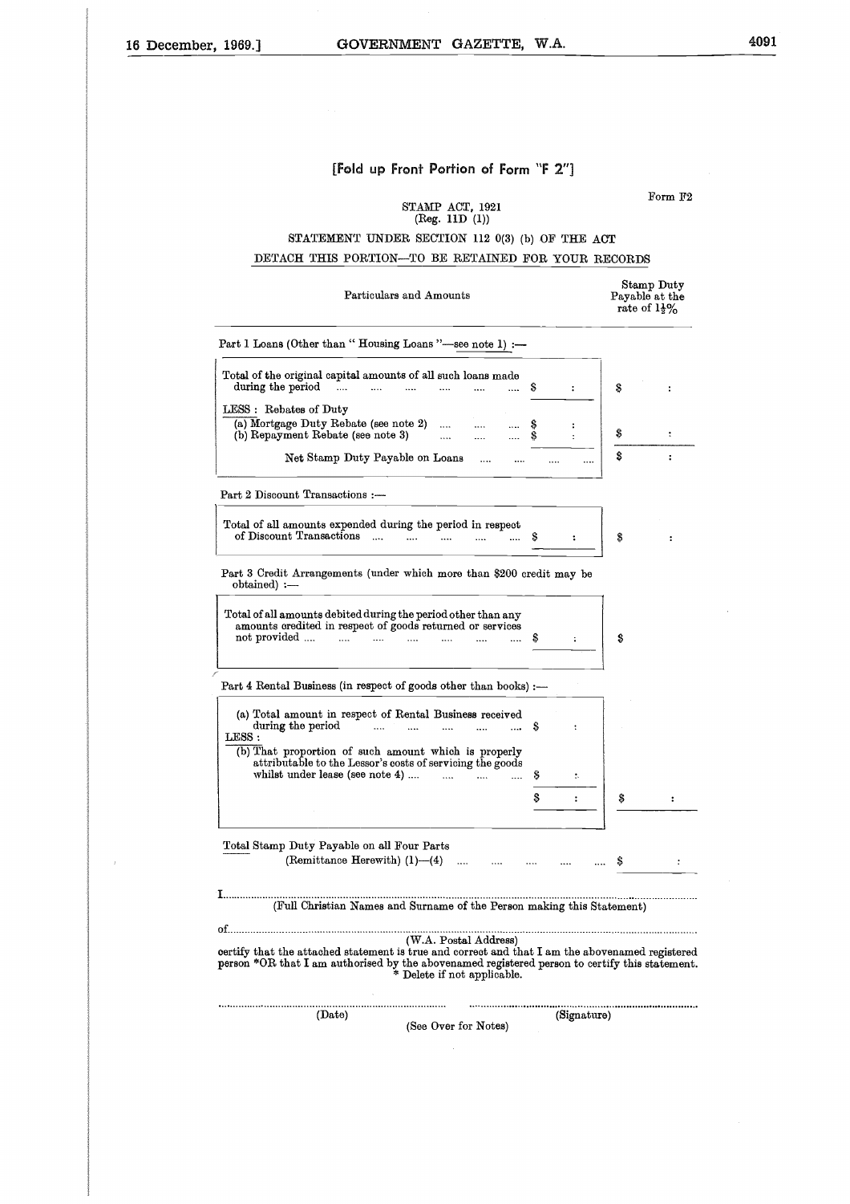## [Fold up Front Portion of Form "F 2"]

Form F2

STAMP ACT, 1921
(Reg. 11D (1))

STATEMENT UNDER SECTION 112 0(3) (b) OF THE ACT

DETACH THIS PORTION—TO BE RETAINED FOR YOUR RECORDS

| Particulars and Amounts | | Stamp Duty Payable at the rate of $1\frac{1}{2}$% |
|---|---|---|
| **Part 1 Loans (Other than "Housing Loans"—see note 1) :—** | | |
| Total of the original capital amounts of all such loans made during the period .... .... .... .... .... .... | $ : | $ : |
| LESS : Rebates of Duty | | |
| (a) Mortgage Duty Rebate (see note 2) .... .... .... | $ : | |
| (b) Repayment Rebate (see note 3) .... .... .... | $ : | $ : |
| Net Stamp Duty Payable on Loans .... .... .... .... | | $ : |
| **Part 2 Discount Transactions :—** | | |
| Total of all amounts expended during the period in respect of Discount Transactions .... .... .... .... .... | $ : | $ : |
| **Part 3 Credit Arrangements (under which more than $200 credit may be obtained) :—** | | |
| Total of all amounts debited during the period other than any amounts credited in respect of goods returned or services not provided .... .... .... .... .... .... .... | $ : | $ |
| **Part 4 Rental Business (in respect of goods other than books) :—** | | |
| (a) Total amount in respect of Rental Business received during the period .... .... .... .... .... | $ : | |
| LESS : | | |
| (b) That proportion of such amount which is properly attributable to the Lessor's costs of servicing the goods whilst under lease (see note 4) .... .... .... .... | $ : | |
| | $ : | $ : |
| Total Stamp Duty Payable on all Four Parts (Remittance Herewith) (1)—(4) .... .... .... .... .... | | $ : |

I.......................................................................................................................................................
(Full Christian Names and Surname of the Person making this Statement)

of.......................................................................................................................................................
(W.A. Postal Address)

certify that the attached statement is true and correct and that I am the abovenamed registered person *OR that I am authorised by the abovenamed registered person to certify this statement.
\* Delete if not applicable.

.................................................... ....................................................
(Date) (Signature)

(See Over for Notes)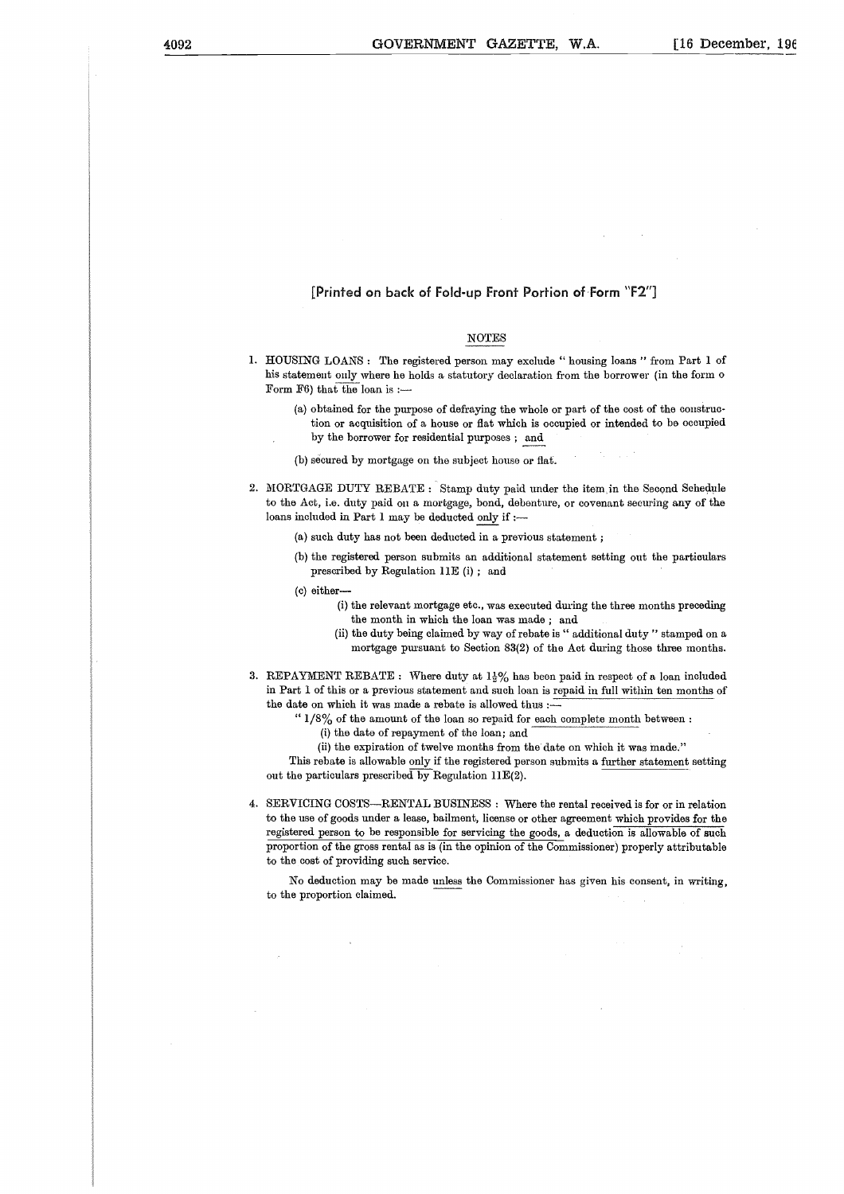[Printed on back of Fold-up Front Portion of Form "F2"]

NOTES

1. HOUSING LOANS : The registered person may exclude " housing loans " from Part 1 of his statement only where he holds a statutory declaration from the borrower (in the form o Form F6) that the loan is :—

   (a) obtained for the purpose of defraying the whole or part of the cost of the construction or acquisition of a house or flat which is occupied or intended to be occupied by the borrower for residential purposes ; and

   (b) secured by mortgage on the subject house or flat.

2. MORTGAGE DUTY REBATE : Stamp duty paid under the item in the Second Schedule to the Act, i.e. duty paid on a mortgage, bond, debenture, or covenant securing any of the loans included in Part 1 may be deducted only if :—

   (a) such duty has not been deducted in a previous statement ;

   (b) the registered person submits an additional statement setting out the particulars prescribed by Regulation 11E (i) ; and

   (c) either—

      (i) the relevant mortgage etc., was executed during the three months preceding the month in which the loan was made ; and

      (ii) the duty being claimed by way of rebate is " additional duty " stamped on a mortgage pursuant to Section 83(2) of the Act during those three months.

3. REPAYMENT REBATE : Where duty at $1\frac{1}{2}$% has been paid in respect of a loan included in Part 1 of this or a previous statement and such loan is repaid in full within ten months of the date on which it was made a rebate is allowed thus :—

   " 1/8% of the amount of the loan so repaid for each complete month between :

   (i) the date of repayment of the loan; and

   (ii) the expiration of twelve months from the date on which it was made."

   This rebate is allowable only if the registered person submits a further statement setting out the particulars prescribed by Regulation 11E(2).

4. SERVICING COSTS—RENTAL BUSINESS : Where the rental received is for or in relation to the use of goods under a lease, bailment, license or other agreement which provides for the registered person to be responsible for servicing the goods, a deduction is allowable of such proportion of the gross rental as is (in the opinion of the Commissioner) properly attributable to the cost of providing such service.

   No deduction may be made unless the Commissioner has given his consent, in writing, to the proportion claimed.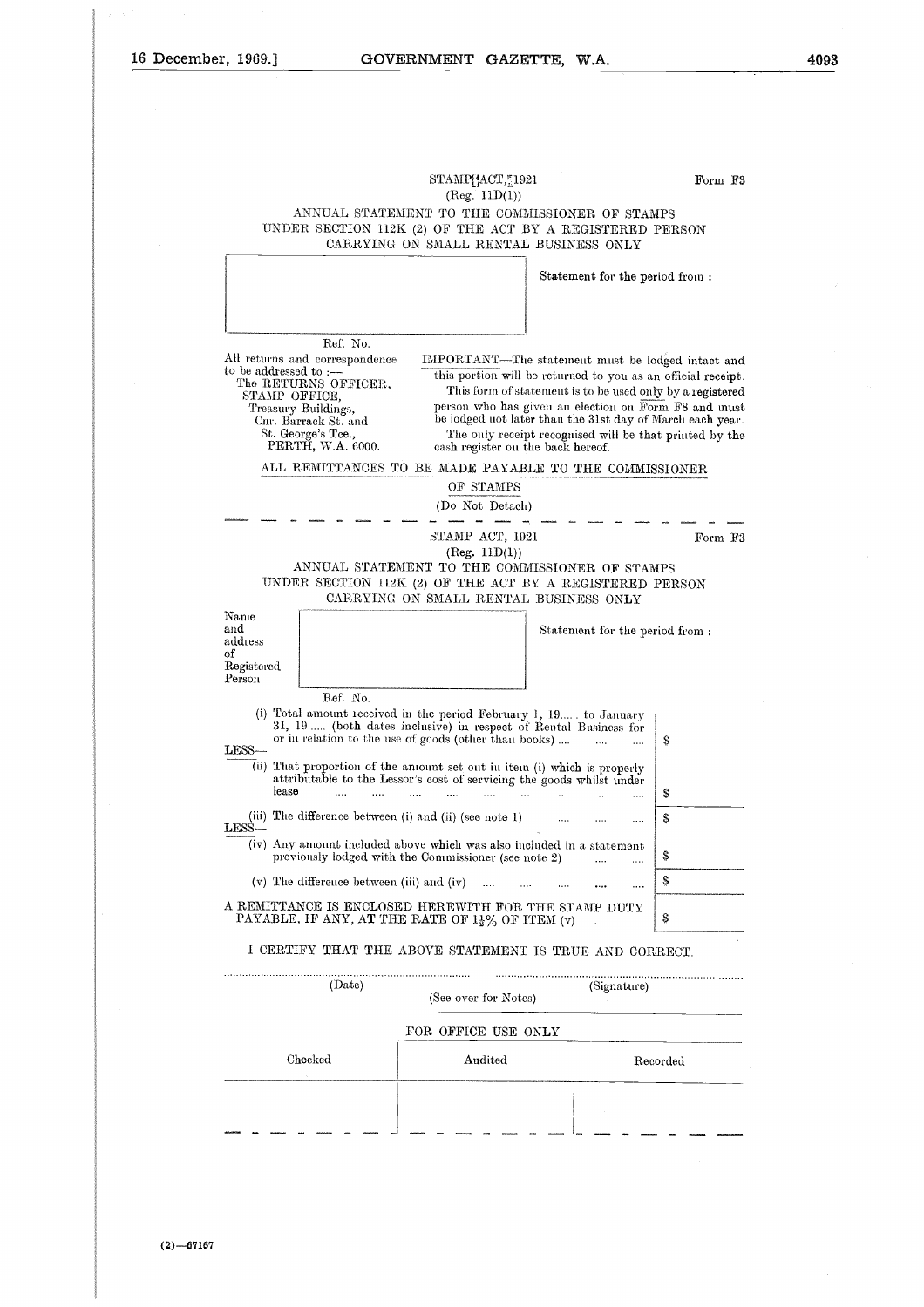STAMP ACT, 1921 (Reg. 11D(1))

Form F3

ANNUAL STATEMENT TO THE COMMISSIONER OF STAMPS UNDER SECTION 112K (2) OF THE ACT BY A REGISTERED PERSON CARRYING ON SMALL RENTAL BUSINESS ONLY

Statement for the period from :

Ref. No.

All returns and correspondence to be addressed to :—
The RETURNS OFFICER,
STAMP OFFICE,
Treasury Buildings,
Cnr. Barrack St. and
St. George's Tce.,
PERTH, W.A. 6000.

IMPORTANT—The statement must be lodged intact and this portion will be returned to you as an official receipt.

This form of statement is to be used only by a registered person who has given an election on Form F8 and must be lodged not later than the 31st day of March each year.

The only receipt recognised will be that printed by the cash register on the back hereof.

ALL REMITTANCES TO BE MADE PAYABLE TO THE COMMISSIONER OF STAMPS

(Do Not Detach)

---

STAMP ACT, 1921 (Reg. 11D(1))

Form F3

ANNUAL STATEMENT TO THE COMMISSIONER OF STAMPS UNDER SECTION 112K (2) OF THE ACT BY A REGISTERED PERSON CARRYING ON SMALL RENTAL BUSINESS ONLY

Name and address of Registered Person

Statement for the period from :

Ref. No.

| | |
|---|---|
| (i) Total amount received in the period February 1, 19...... to January 31, 19...... (both dates inclusive) in respect of Rental Business for or in relation to the use of goods (other than books) .... .... .... | $ |
| LESS— | |
| (ii) That proportion of the amount set out in item (i) which is properly attributable to the Lessor's cost of servicing the goods whilst under lease .... .... .... .... .... .... .... .... .... .... | $ |
| (iii) The difference between (i) and (ii) (see note 1) .... .... .... | $ |
| LESS— | |
| (iv) Any amount included above which was also included in a statement previously lodged with the Commissioner (see note 2) .... .... | $ |
| (v) The difference between (iii) and (iv) .... .... .... .... .... | $ |
| A REMITTANCE IS ENCLOSED HEREWITH FOR THE STAMP DUTY PAYABLE, IF ANY, AT THE RATE OF 1½% OF ITEM (v) .... .... | $ |

I CERTIFY THAT THE ABOVE STATEMENT IS TRUE AND CORRECT.

.................................... (Date)

.................................... (Signature)

(See over for Notes)

FOR OFFICE USE ONLY

| Checked | Audited | Recorded |
|---|---|---|
| | | |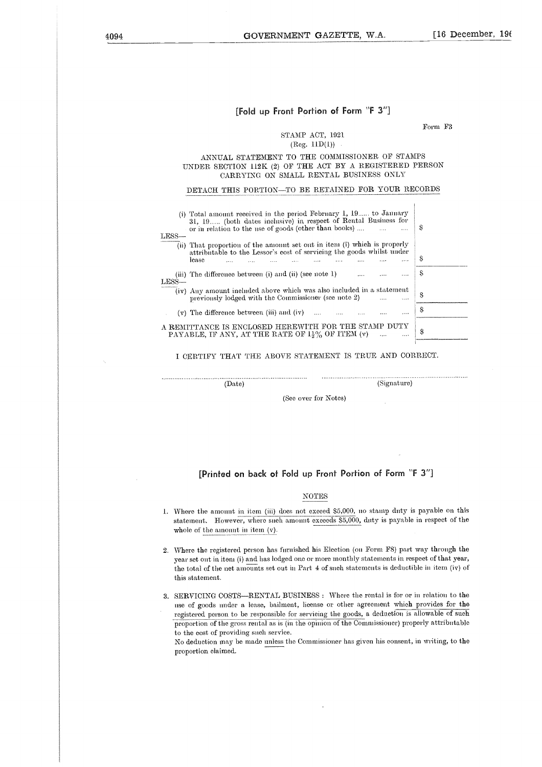**[Fold up Front Portion of Form "F 3"]**

Form F3

STAMP ACT, 1921
(Reg. 11D(1))

ANNUAL STATEMENT TO THE COMMISSIONER OF STAMPS UNDER SECTION 112K (2) OF THE ACT BY A REGISTERED PERSON CARRYING ON SMALL RENTAL BUSINESS ONLY

DETACH THIS PORTION—TO BE RETAINED FOR YOUR RECORDS

| | |
|---|---|
| (i) Total amount received in the period February 1, 19...... to January 31, 19...... (both dates inclusive) in respect of Rental Business for or in relation to the use of goods (other than books) .... .... .... | $ |
| LESS— | |
| (ii) That proportion of the amount set out in item (i) which is properly attributable to the Lessor's cost of servicing the goods whilst under lease .... .... .... .... .... .... .... | $ |
| (iii) The difference between (i) and (ii) (see note 1) .... .... .... | $ |
| LESS— | |
| (iv) Any amount included above which was also included in a statement previously lodged with the Commissioner (see note 2) .... .... | $ |
| (v) The difference between (iii) and (iv) .... .... .... .... .... | $ |
| A REMITTANCE IS ENCLOSED HEREWITH FOR THE STAMP DUTY PAYABLE, IF ANY, AT THE RATE OF $1\frac{1}{2}$% OF ITEM (v) .... .... | $ |

I CERTIFY THAT THE ABOVE STATEMENT IS TRUE AND CORRECT.

.................................................... (Date)    .................................................... (Signature)

(See over for Notes)

**[Printed on back of Fold up Front Portion of Form "F 3"]**

NOTES

1. Where the amount in item (iii) does not exceed $5,000, no stamp duty is payable on this statement. However, where such amount exceeds $5,000, duty is payable in respect of the whole of the amount in item (v).

2. Where the registered person has furnished his Election (on Form F8) part way through the year set out in item (i) and has lodged one or more monthly statements in respect of that year, the total of the net amounts set out in Part 4 of such statements is deductible in item (iv) of this statement.

3. SERVICING COSTS—RENTAL BUSINESS: Where the rental is for or in relation to the use of goods under a lease, bailment, license or other agreement which provides for the registered person to be responsible for servicing the goods, a deduction is allowable of such proportion of the gross rental as is (in the opinion of the Commissioner) properly attributable to the cost of providing such service.
No deduction may be made unless the Commissioner has given his consent, in writing, to the proportion claimed.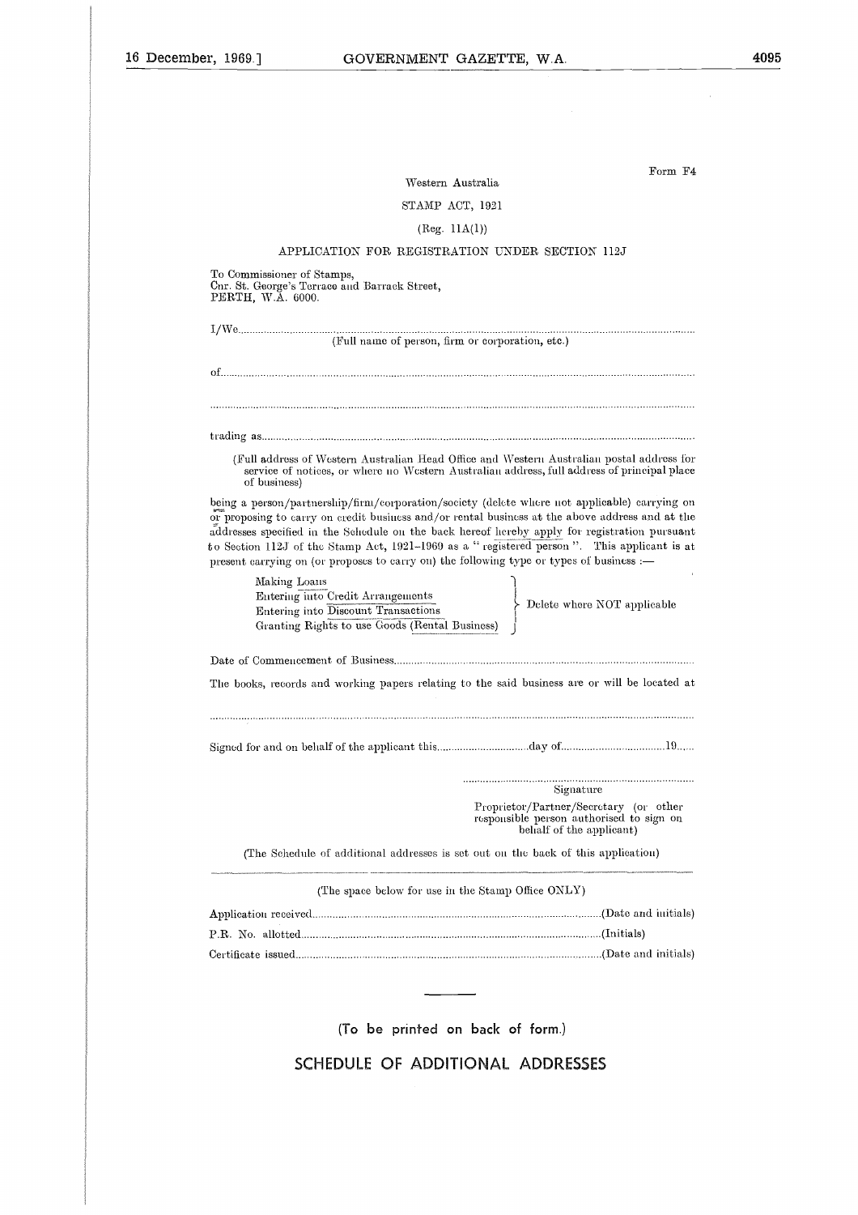Form F4

Western Australia

STAMP ACT, 1921

(Reg. 11A(1))

APPLICATION FOR REGISTRATION UNDER SECTION 112J

To Commissioner of Stamps,
Cnr. St. George's Terrace and Barrack Street,
PERTH, W.A. 6000.

I/We.............................................................................................................................................
(Full name of person, firm or corporation, etc.)

of..................................................................................................................................................

.....................................................................................................................................................

trading as.....................................................................................................................................

(Full address of Western Australian Head Office and Western Australian postal address for service of notices, or where no Western Australian address, full address of principal place of business)

being a person/partnership/firm/corporation/society (delete where not applicable) carrying on or proposing to carry on credit business and/or rental business at the above address and at the addresses specified in the Schedule on the back hereof hereby apply for registration pursuant to Section 112J of the Stamp Act, 1921-1969 as a "registered person". This applicant is at present carrying on (or proposes to carry on) the following type or types of business :—

Making Loans
Entering into Credit Arrangements
Entering into Discount Transactions
Granting Rights to use Goods (Rental Business)

} Delete where NOT applicable

Date of Commencement of Business.........................................................................................

The books, records and working papers relating to the said business are or will be located at

.....................................................................................................................................................

Signed for and on behalf of the applicant this...............................day of...................................19......

.....................................................................
Signature

Proprietor/Partner/Secretary (or other responsible person authorised to sign on behalf of the applicant)

(The Schedule of additional addresses is set out on the back of this application)

---

(The space below for use in the Stamp Office ONLY)

Application received.........................................................................................(Date and initials)

P.R. No. allotted...............................................................................................(Initials)

Certificate issued..............................................................................................(Date and initials)

---

(To be printed on back of form.)

## SCHEDULE OF ADDITIONAL ADDRESSES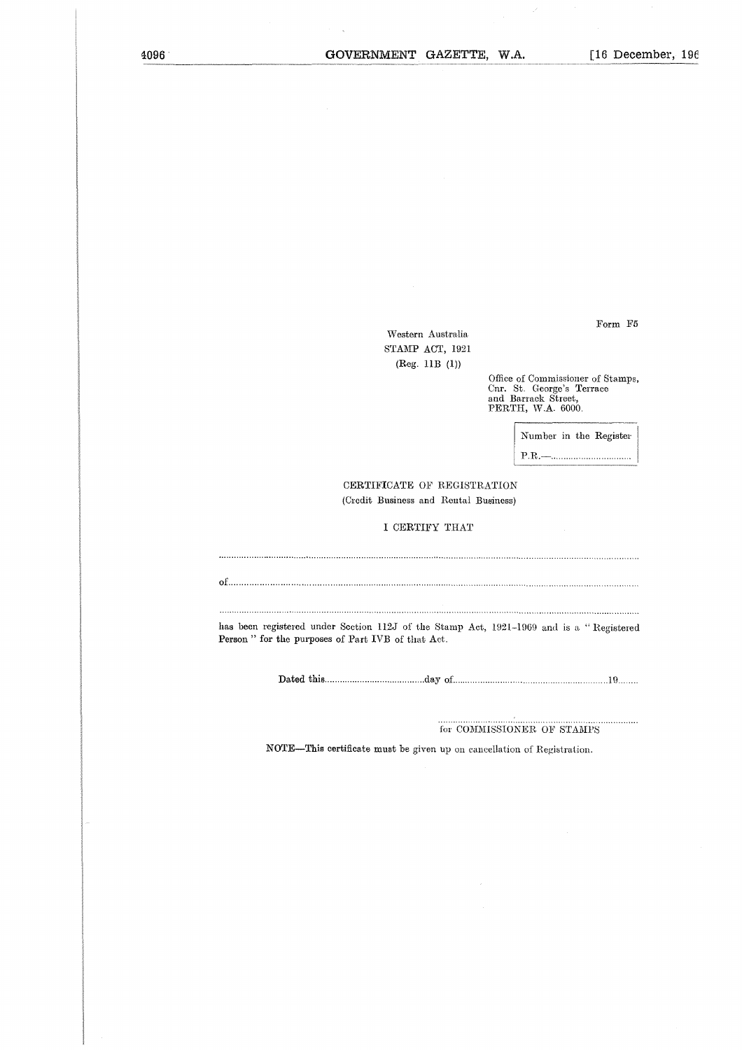Form F5

Western Australia
STAMP ACT, 1921
(Reg. 11B (1))

Office of Commissioner of Stamps,
Cnr. St. George's Terrace
and Barrack Street,
PERTH, W.A. 6000.

| Number in the Register |
|---|
| P.R.—................................ |

CERTIFICATE OF REGISTRATION
(Credit Business and Rental Business)

I CERTIFY THAT

..............................................................................................................................................................

of..........................................................................................................................................................

..............................................................................................................................................................

has been registered under Section 112J of the Stamp Act, 1921-1969 and is a "Registered Person" for the purposes of Part IVB of that Act.

Dated this........................................day of............................................................19........

..............................................................................
for COMMISSIONER OF STAMPS

**NOTE**—This certificate must be given up on cancellation of Registration.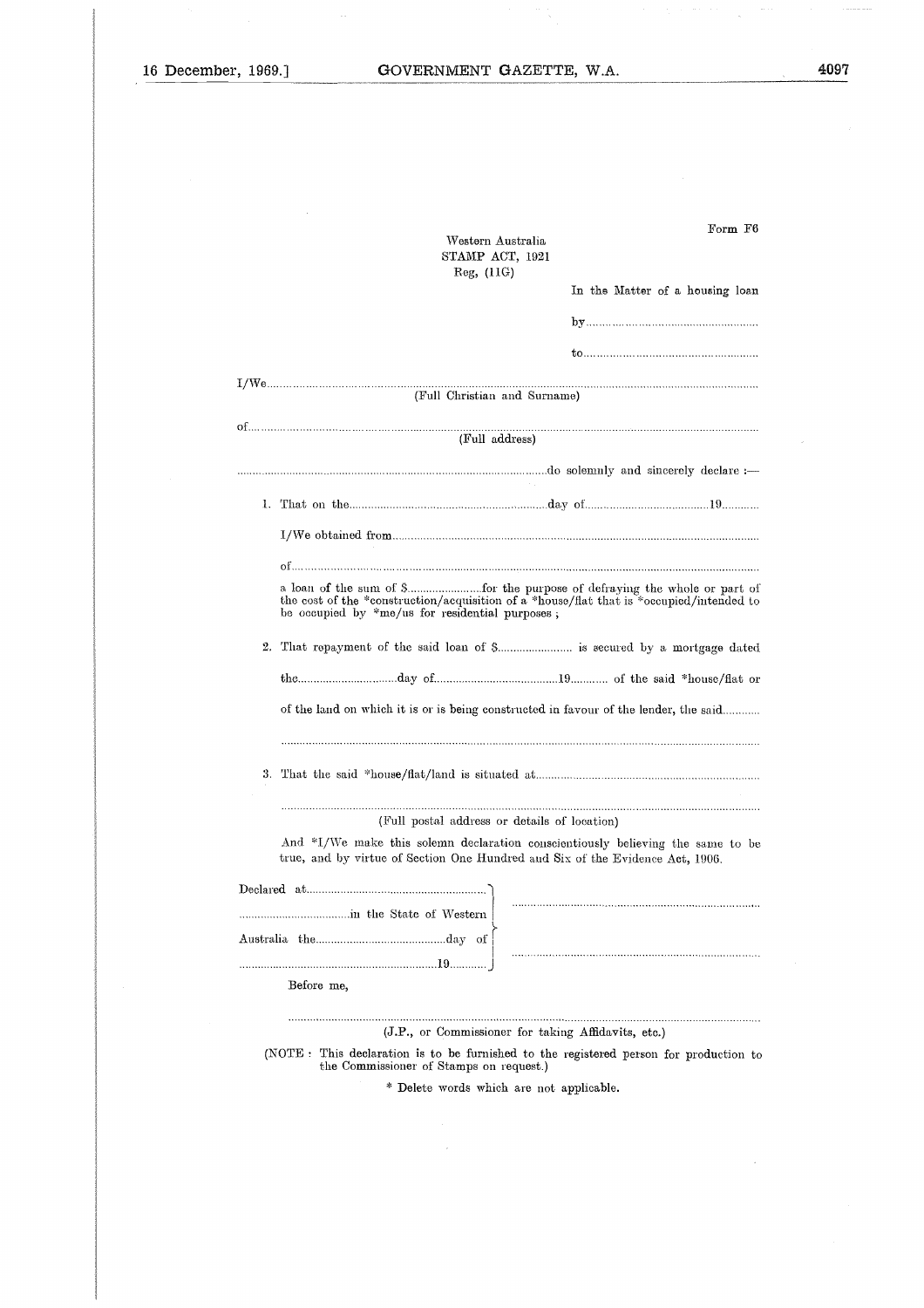Form F6

Western Australia
STAMP ACT, 1921
Reg, (11G)

In the Matter of a housing loan

by........................................................

to........................................................

I/We..............................................................................................................................................
(Full Christian and Surname)

of...................................................................................................................................................
(Full address)

.......................................................................................................do solemnly and sincerely declare :—

1. That on the..................................................................day of........................................19............

I/We obtained from..................................................................................................................

of......................................................................................................................................................

a loan of the sum of $.........................for the purpose of defraying the whole or part of the cost of the *construction/acquisition of a *house/flat that is *occupied/intended to be occupied by *me/us for residential purposes ;

2. That repayment of the said loan of $......................... is secured by a mortgage dated

the................................day of........................................19............ of the said *house/flat or

of the land on which it is or is being constructed in favour of the lender, the said............

.......................................................................................................................................................

3. That the said *house/flat/land is situated at.......................................................................

.......................................................................................................................................................
(Full postal address or details of location)

And *I/We make this solemn declaration conscientiously believing the same to be true, and by virtue of Section One Hundred and Six of the Evidence Act, 1906.

Declared at..........................................................
..................................in the State of Western
Australia the..........................................day of
................................................................19............

..............................................................................

..............................................................................

Before me,

.......................................................................................................................................................
(J.P., or Commissioner for taking Affidavits, etc.)

(NOTE : This declaration is to be furnished to the registered person for production to the Commissioner of Stamps on request.)

* Delete words which are not applicable.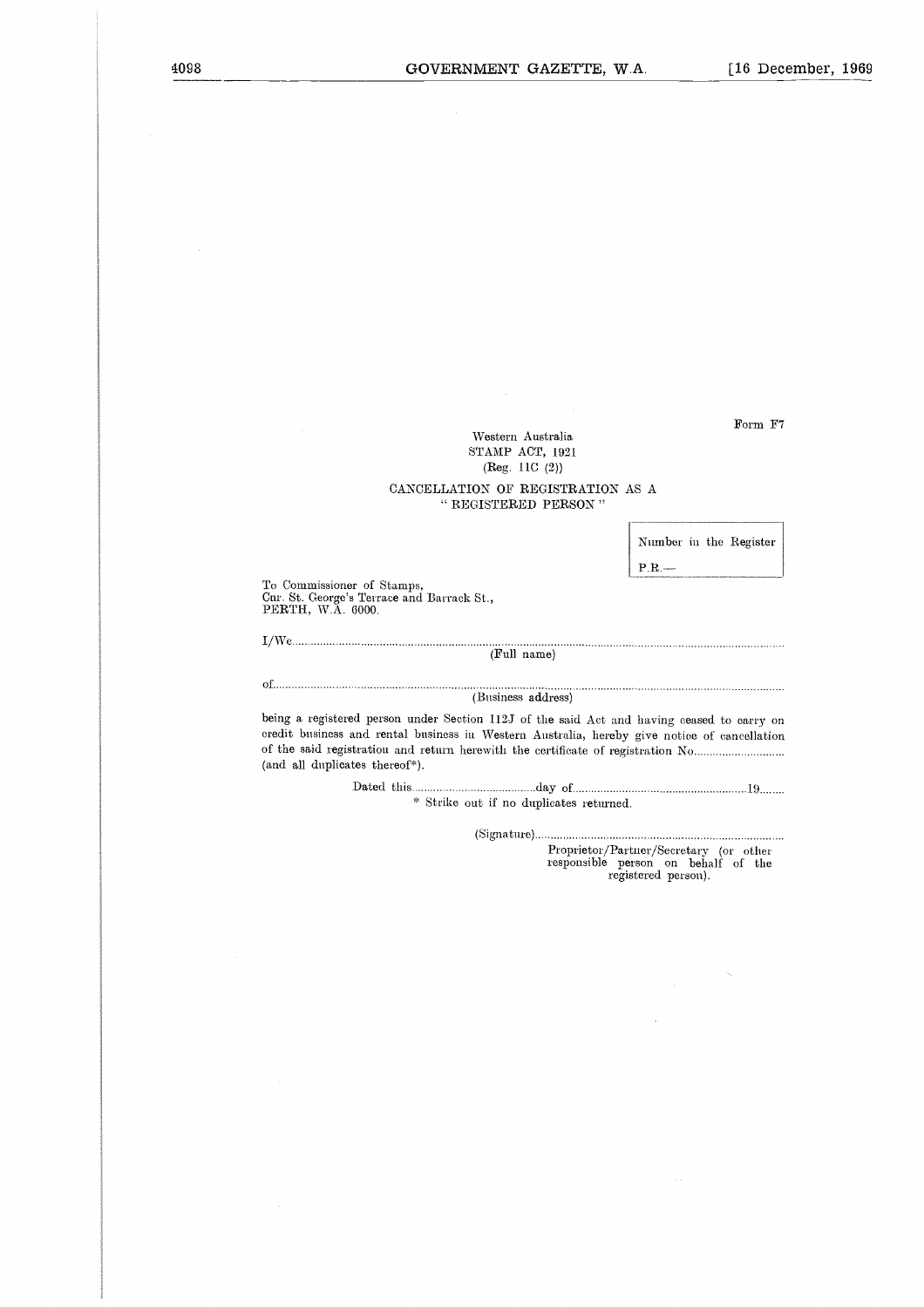Form F7

Western Australia
STAMP ACT, 1921
(Reg. 11C (2))

CANCELLATION OF REGISTRATION AS A
" REGISTERED PERSON "

| Number in the Register |
| --- |
| P.R.— |

To Commissioner of Stamps,
Cnr. St. George's Terrace and Barrack St.,
PERTH, W.A. 6000.

I/We.......................................................................................................................................................
(Full name)

of.............................................................................................................................................................
(Business address)

being a registered person under Section 112J of the said Act and having ceased to carry on credit business and rental business in Western Australia, hereby give notice of cancellation of the said registration and return herewith the certificate of registration No............................ (and all duplicates thereof*).

Dated this.......................................day of.......................................................19........

\* Strike out if no duplicates returned.

(Signature)..............................................................................

Proprietor/Partner/Secretary (or other responsible person on behalf of the registered person).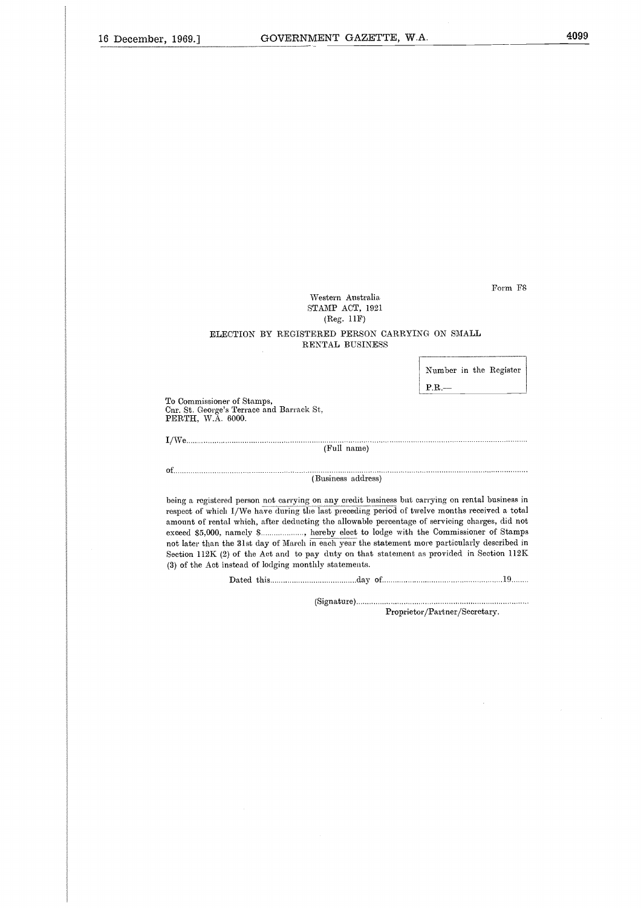Form F8

Western Australia
STAMP ACT, 1921
(Reg. 11F)

ELECTION BY REGISTERED PERSON CARRYING ON SMALL RENTAL BUSINESS

| Number in the Register |
|---|
| P.R.— |

To Commissioner of Stamps,
Cnr. St. George's Terrace and Barrack St,
PERTH, W.A. 6000.

I/We.......................................................................................................................................................
(Full name)

of...........................................................................................................................................................
(Business address)

being a registered person not carrying on any credit business but carrying on rental business in respect of which I/We have during the last preceding period of twelve months received a total amount of rental which, after deducting the allowable percentage of servicing charges, did not exceed $5,000, namely $.................., hereby elect to lodge with the Commissioner of Stamps not later than the 31st day of March in each year the statement more particularly described in Section 112K (2) of the Act and to pay duty on that statement as provided in Section 112K (3) of the Act instead of lodging monthly statements.

Dated this........................................day of.......................................................19........

(Signature)...............................................................................
Proprietor/Partner/Secretary.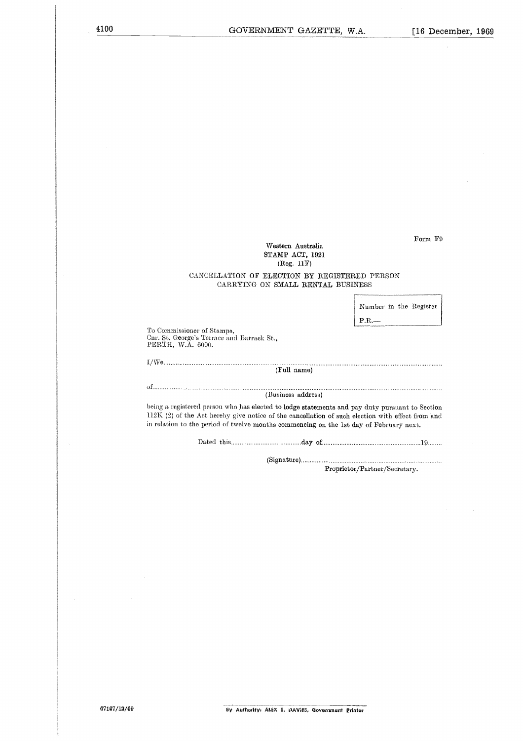Form F9

Western Australia
STAMP ACT, 1921
(Reg. 11F)

CANCELLATION OF ELECTION BY REGISTERED PERSON CARRYING ON SMALL RENTAL BUSINESS

| Number in the Register |
|---|
| P.R.— |

To Commissioner of Stamps,
Cnr. St. George's Terrace and Barrack St.,
PERTH, W.A. 6000.

I/We.........................................................................................................................................
(Full name)

of.............................................................................................................................................
(Business address)

being a registered person who has elected to lodge statements and pay duty pursuant to Section 112K (2) of the Act hereby give notice of the cancellation of such election with effect from and in relation to the period of twelve months commencing on the 1st day of February next.

Dated this........................................day of........................................................19........

(Signature)..................................................................................
Proprietor/Partner/Secretary.

67187/12/69

By Authority: ALEX B. DAVIES, Government Printer